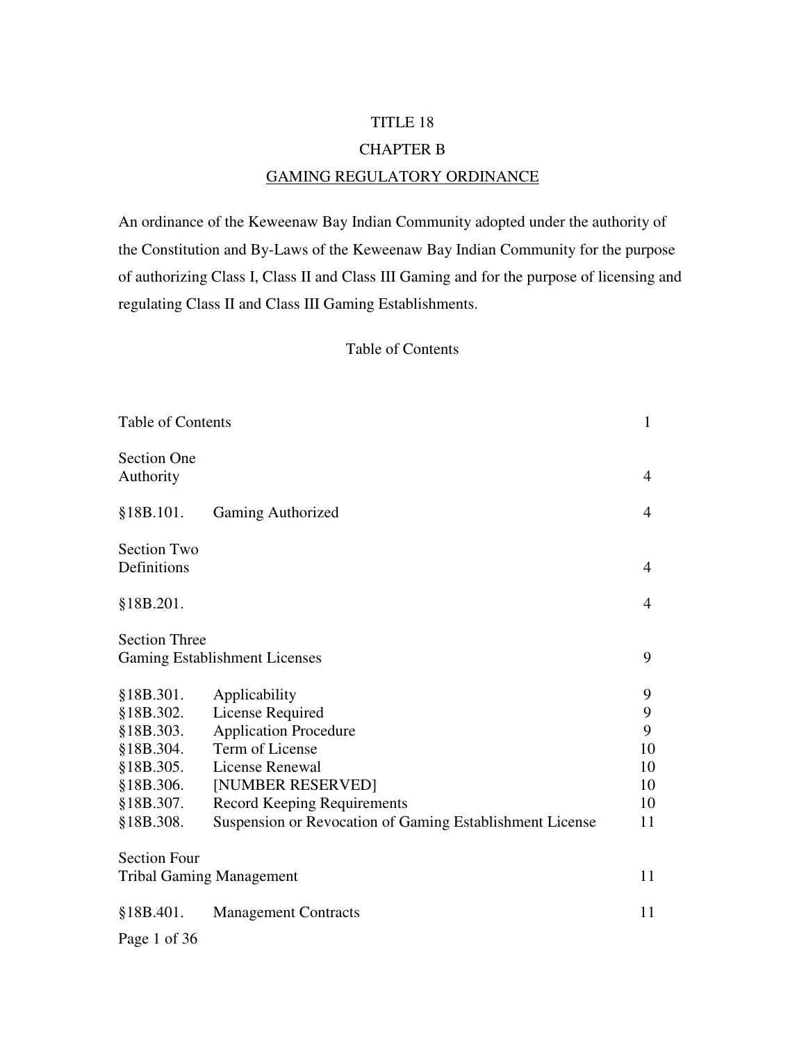# TITLE 18

# CHAPTER B

# GAMING REGULATORY ORDINANCE

An ordinance of the Keweenaw Bay Indian Community adopted under the authority of the Constitution and By-Laws of the Keweenaw Bay Indian Community for the purpose of authorizing Class I, Class II and Class III Gaming and for the purpose of licensing and regulating Class II and Class III Gaming Establishments.

## Table of Contents

| | | |
|---|---|---|
| Table of Contents | | 1 |
| Section One<br>Authority | | 4 |
| §18B.101. | Gaming Authorized | 4 |
| Section Two<br>Definitions | | 4 |
| §18B.201. | | 4 |
| Section Three<br>Gaming Establishment Licenses | | 9 |
| §18B.301. | Applicability | 9 |
| §18B.302. | License Required | 9 |
| §18B.303. | Application Procedure | 9 |
| §18B.304. | Term of License | 10 |
| §18B.305. | License Renewal | 10 |
| §18B.306. | [NUMBER RESERVED] | 10 |
| §18B.307. | Record Keeping Requirements | 10 |
| §18B.308. | Suspension or Revocation of Gaming Establishment License | 11 |
| Section Four<br>Tribal Gaming Management | | 11 |
| §18B.401. | Management Contracts | 11 |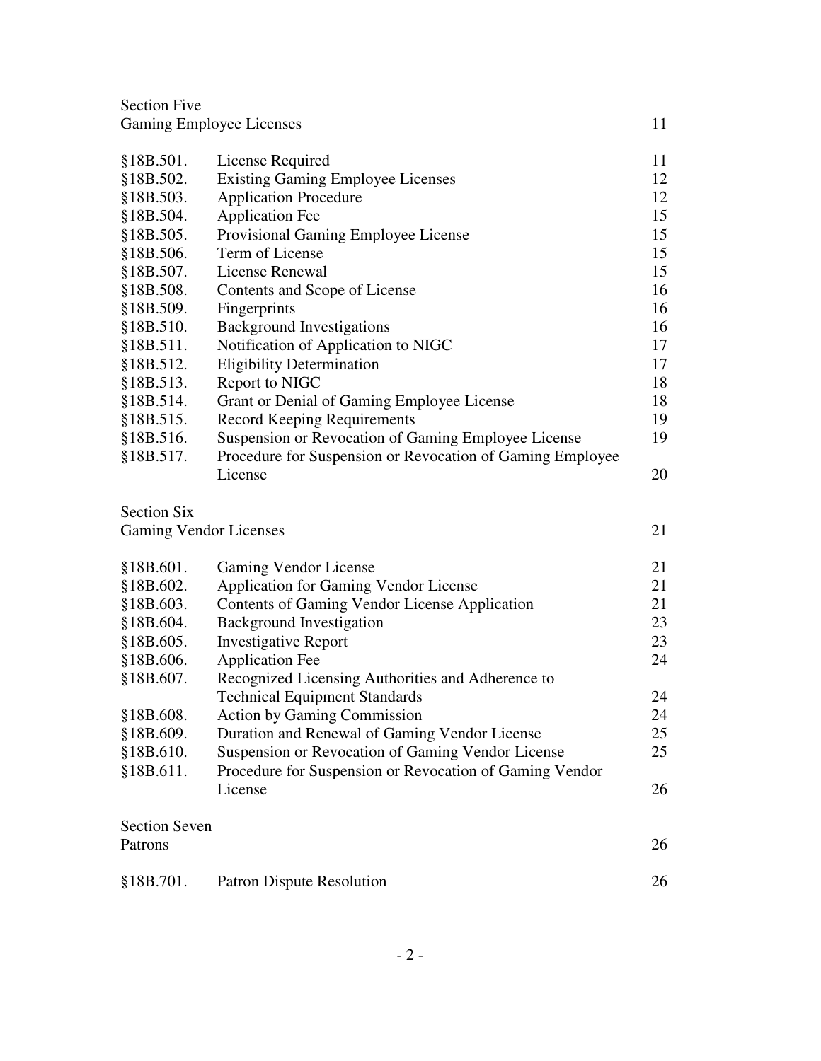| | | |
|---|---|---|
| Section Five<br>Gaming Employee Licenses | | 11 |
| §18B.501. | License Required | 11 |
| §18B.502. | Existing Gaming Employee Licenses | 12 |
| §18B.503. | Application Procedure | 12 |
| §18B.504. | Application Fee | 15 |
| §18B.505. | Provisional Gaming Employee License | 15 |
| §18B.506. | Term of License | 15 |
| §18B.507. | License Renewal | 15 |
| §18B.508. | Contents and Scope of License | 16 |
| §18B.509. | Fingerprints | 16 |
| §18B.510. | Background Investigations | 16 |
| §18B.511. | Notification of Application to NIGC | 17 |
| §18B.512. | Eligibility Determination | 17 |
| §18B.513. | Report to NIGC | 18 |
| §18B.514. | Grant or Denial of Gaming Employee License | 18 |
| §18B.515. | Record Keeping Requirements | 19 |
| §18B.516. | Suspension or Revocation of Gaming Employee License | 19 |
| §18B.517. | Procedure for Suspension or Revocation of Gaming Employee License | 20 |
| Section Six<br>Gaming Vendor Licenses | | 21 |
| §18B.601. | Gaming Vendor License | 21 |
| §18B.602. | Application for Gaming Vendor License | 21 |
| §18B.603. | Contents of Gaming Vendor License Application | 21 |
| §18B.604. | Background Investigation | 23 |
| §18B.605. | Investigative Report | 23 |
| §18B.606. | Application Fee | 24 |
| §18B.607. | Recognized Licensing Authorities and Adherence to Technical Equipment Standards | 24 |
| §18B.608. | Action by Gaming Commission | 24 |
| §18B.609. | Duration and Renewal of Gaming Vendor License | 25 |
| §18B.610. | Suspension or Revocation of Gaming Vendor License | 25 |
| §18B.611. | Procedure for Suspension or Revocation of Gaming Vendor License | 26 |
| Section Seven<br>Patrons | | 26 |
| §18B.701. | Patron Dispute Resolution | 26 |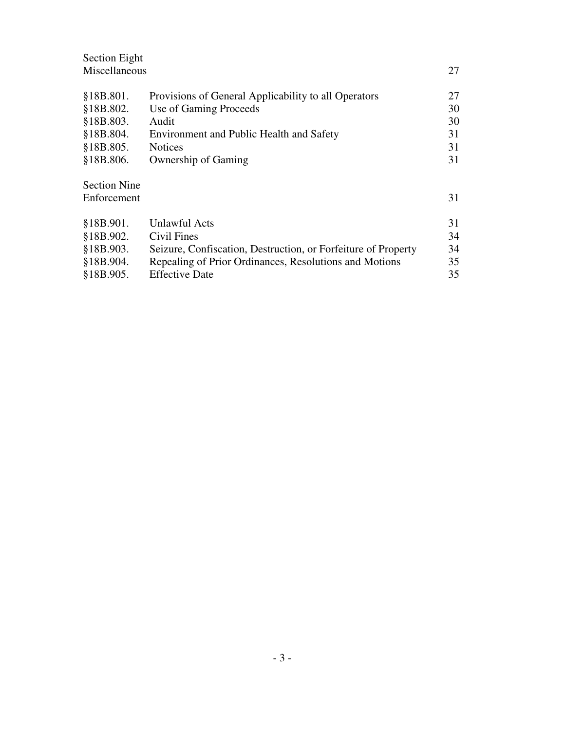| | | |
|---|---|---|
| Section Eight<br>Miscellaneous | | 27 |
| §18B.801. | Provisions of General Applicability to all Operators | 27 |
| §18B.802. | Use of Gaming Proceeds | 30 |
| §18B.803. | Audit | 30 |
| §18B.804. | Environment and Public Health and Safety | 31 |
| §18B.805. | Notices | 31 |
| §18B.806. | Ownership of Gaming | 31 |
| Section Nine<br>Enforcement | | 31 |
| §18B.901. | Unlawful Acts | 31 |
| §18B.902. | Civil Fines | 34 |
| §18B.903. | Seizure, Confiscation, Destruction, or Forfeiture of Property | 34 |
| §18B.904. | Repealing of Prior Ordinances, Resolutions and Motions | 35 |
| §18B.905. | Effective Date | 35 |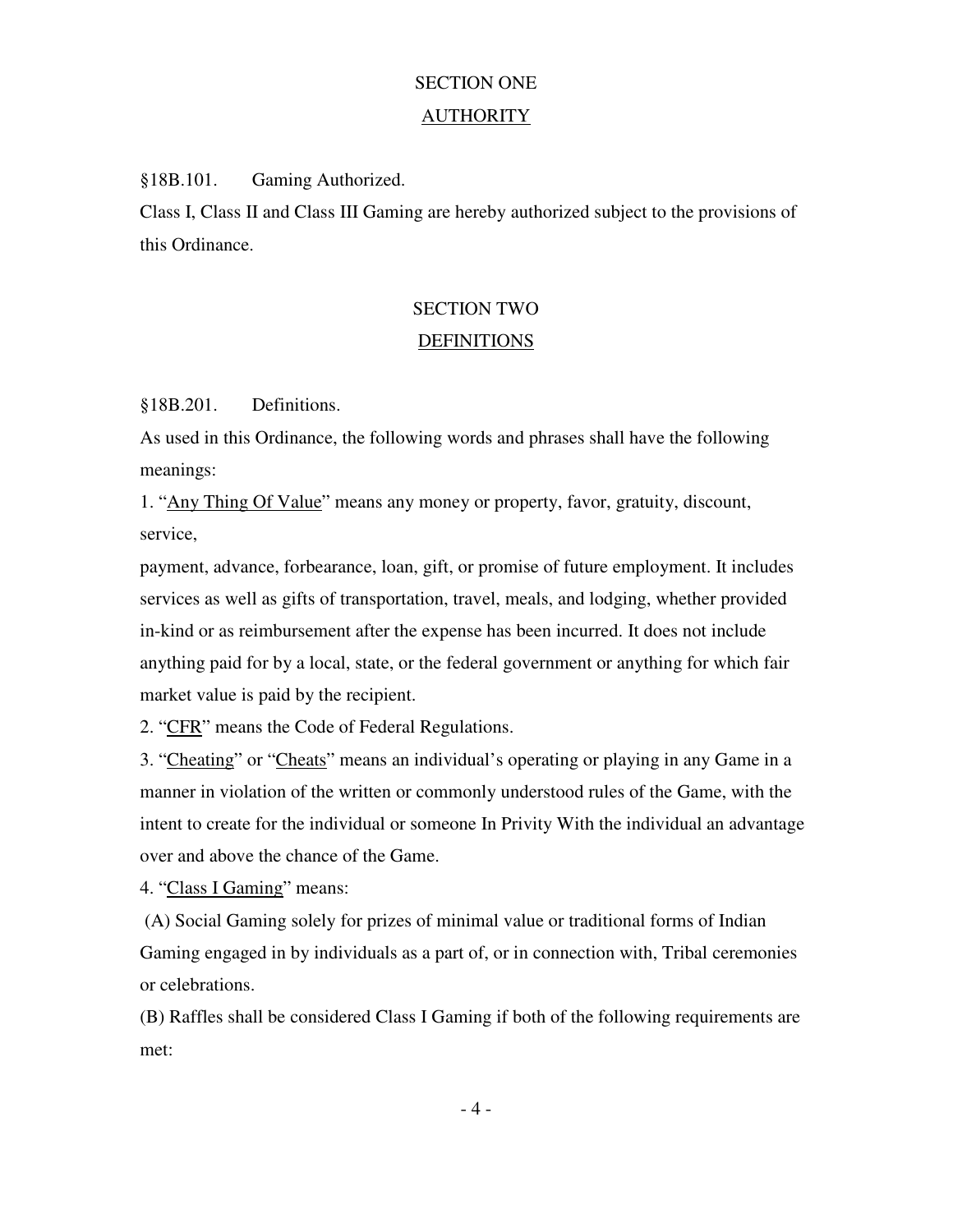## SECTION ONE

## AUTHORITY

§18B.101. Gaming Authorized.

Class I, Class II and Class III Gaming are hereby authorized subject to the provisions of this Ordinance.

## SECTION TWO

## DEFINITIONS

§18B.201. Definitions.

As used in this Ordinance, the following words and phrases shall have the following meanings:

1. "Any Thing Of Value" means any money or property, favor, gratuity, discount, service,

payment, advance, forbearance, loan, gift, or promise of future employment. It includes services as well as gifts of transportation, travel, meals, and lodging, whether provided in-kind or as reimbursement after the expense has been incurred. It does not include anything paid for by a local, state, or the federal government or anything for which fair market value is paid by the recipient.

2. "CFR" means the Code of Federal Regulations.

3. "Cheating" or "Cheats" means an individual's operating or playing in any Game in a manner in violation of the written or commonly understood rules of the Game, with the intent to create for the individual or someone In Privity With the individual an advantage over and above the chance of the Game.

4. "Class I Gaming" means:

(A) Social Gaming solely for prizes of minimal value or traditional forms of Indian Gaming engaged in by individuals as a part of, or in connection with, Tribal ceremonies or celebrations.

(B) Raffles shall be considered Class I Gaming if both of the following requirements are met: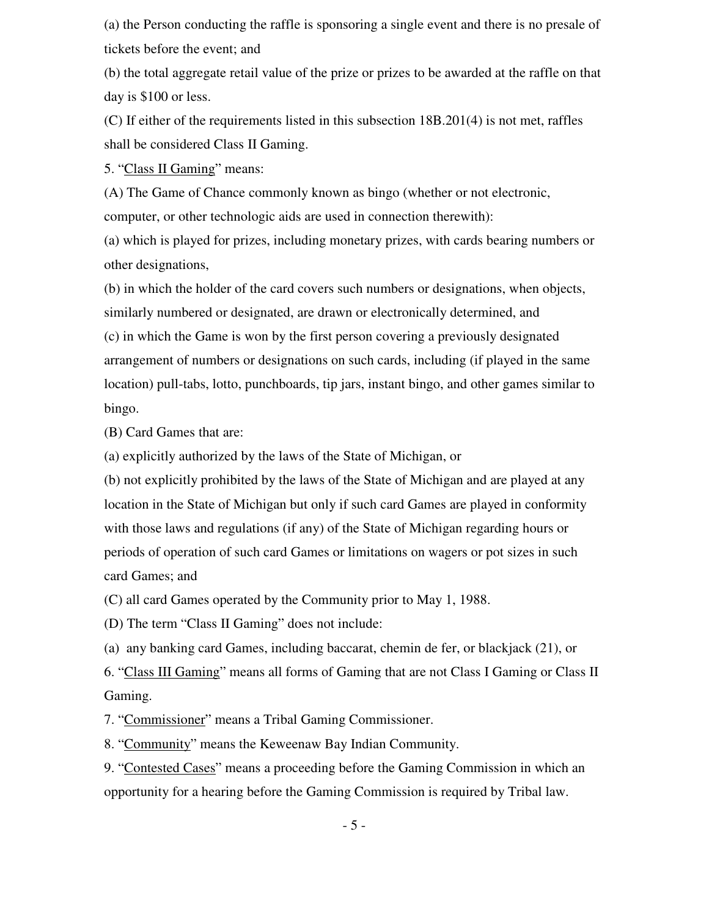(a) the Person conducting the raffle is sponsoring a single event and there is no presale of tickets before the event; and

(b) the total aggregate retail value of the prize or prizes to be awarded at the raffle on that day is $100 or less.

(C) If either of the requirements listed in this subsection 18B.201(4) is not met, raffles shall be considered Class II Gaming.

5. "<u>Class II Gaming</u>" means:

(A) The Game of Chance commonly known as bingo (whether or not electronic, computer, or other technologic aids are used in connection therewith):

(a) which is played for prizes, including monetary prizes, with cards bearing numbers or other designations,

(b) in which the holder of the card covers such numbers or designations, when objects, similarly numbered or designated, are drawn or electronically determined, and

(c) in which the Game is won by the first person covering a previously designated arrangement of numbers or designations on such cards, including (if played in the same location) pull-tabs, lotto, punchboards, tip jars, instant bingo, and other games similar to bingo.

(B) Card Games that are:

(a) explicitly authorized by the laws of the State of Michigan, or

(b) not explicitly prohibited by the laws of the State of Michigan and are played at any location in the State of Michigan but only if such card Games are played in conformity with those laws and regulations (if any) of the State of Michigan regarding hours or periods of operation of such card Games or limitations on wagers or pot sizes in such card Games; and

(C) all card Games operated by the Community prior to May 1, 1988.

(D) The term "Class II Gaming" does not include:

(a) any banking card Games, including baccarat, chemin de fer, or blackjack (21), or

6. "<u>Class III Gaming</u>" means all forms of Gaming that are not Class I Gaming or Class II Gaming.

7. "<u>Commissioner</u>" means a Tribal Gaming Commissioner.

8. "<u>Community</u>" means the Keweenaw Bay Indian Community.

9. "<u>Contested Cases</u>" means a proceeding before the Gaming Commission in which an opportunity for a hearing before the Gaming Commission is required by Tribal law.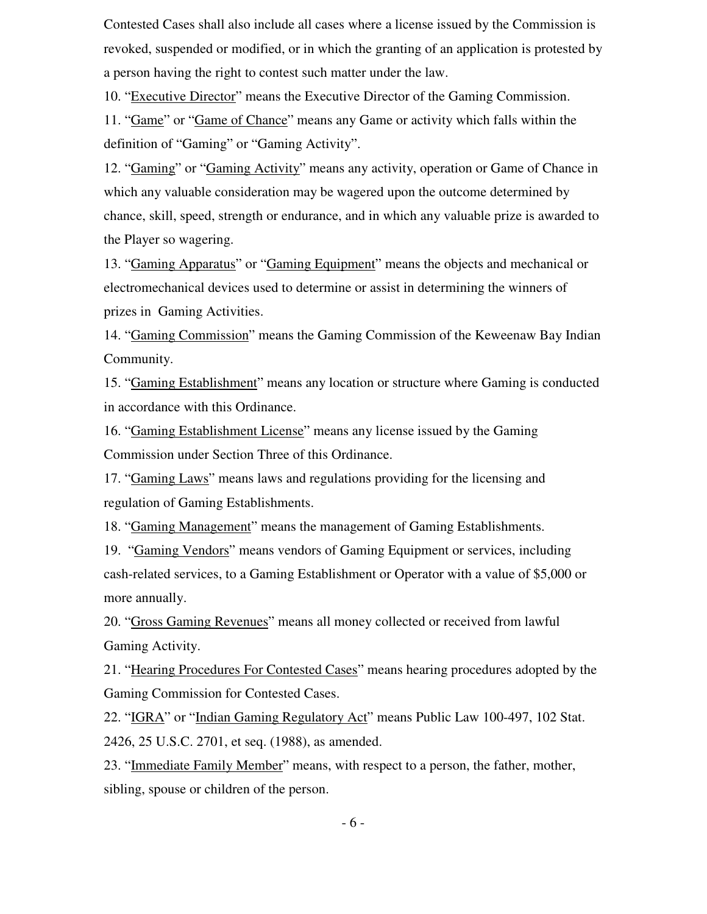Contested Cases shall also include all cases where a license issued by the Commission is revoked, suspended or modified, or in which the granting of an application is protested by a person having the right to contest such matter under the law.

10. "Executive Director" means the Executive Director of the Gaming Commission.

11. "Game" or "Game of Chance" means any Game or activity which falls within the definition of "Gaming" or "Gaming Activity".

12. "Gaming" or "Gaming Activity" means any activity, operation or Game of Chance in which any valuable consideration may be wagered upon the outcome determined by chance, skill, speed, strength or endurance, and in which any valuable prize is awarded to the Player so wagering.

13. "Gaming Apparatus" or "Gaming Equipment" means the objects and mechanical or electromechanical devices used to determine or assist in determining the winners of prizes in Gaming Activities.

14. "Gaming Commission" means the Gaming Commission of the Keweenaw Bay Indian Community.

15. "Gaming Establishment" means any location or structure where Gaming is conducted in accordance with this Ordinance.

16. "Gaming Establishment License" means any license issued by the Gaming Commission under Section Three of this Ordinance.

17. "Gaming Laws" means laws and regulations providing for the licensing and regulation of Gaming Establishments.

18. "Gaming Management" means the management of Gaming Establishments.

19. "Gaming Vendors" means vendors of Gaming Equipment or services, including cash-related services, to a Gaming Establishment or Operator with a value of $5,000 or more annually.

20. "Gross Gaming Revenues" means all money collected or received from lawful Gaming Activity.

21. "Hearing Procedures For Contested Cases" means hearing procedures adopted by the Gaming Commission for Contested Cases.

22. "IGRA" or "Indian Gaming Regulatory Act" means Public Law 100-497, 102 Stat. 2426, 25 U.S.C. 2701, et seq. (1988), as amended.

23. "Immediate Family Member" means, with respect to a person, the father, mother, sibling, spouse or children of the person.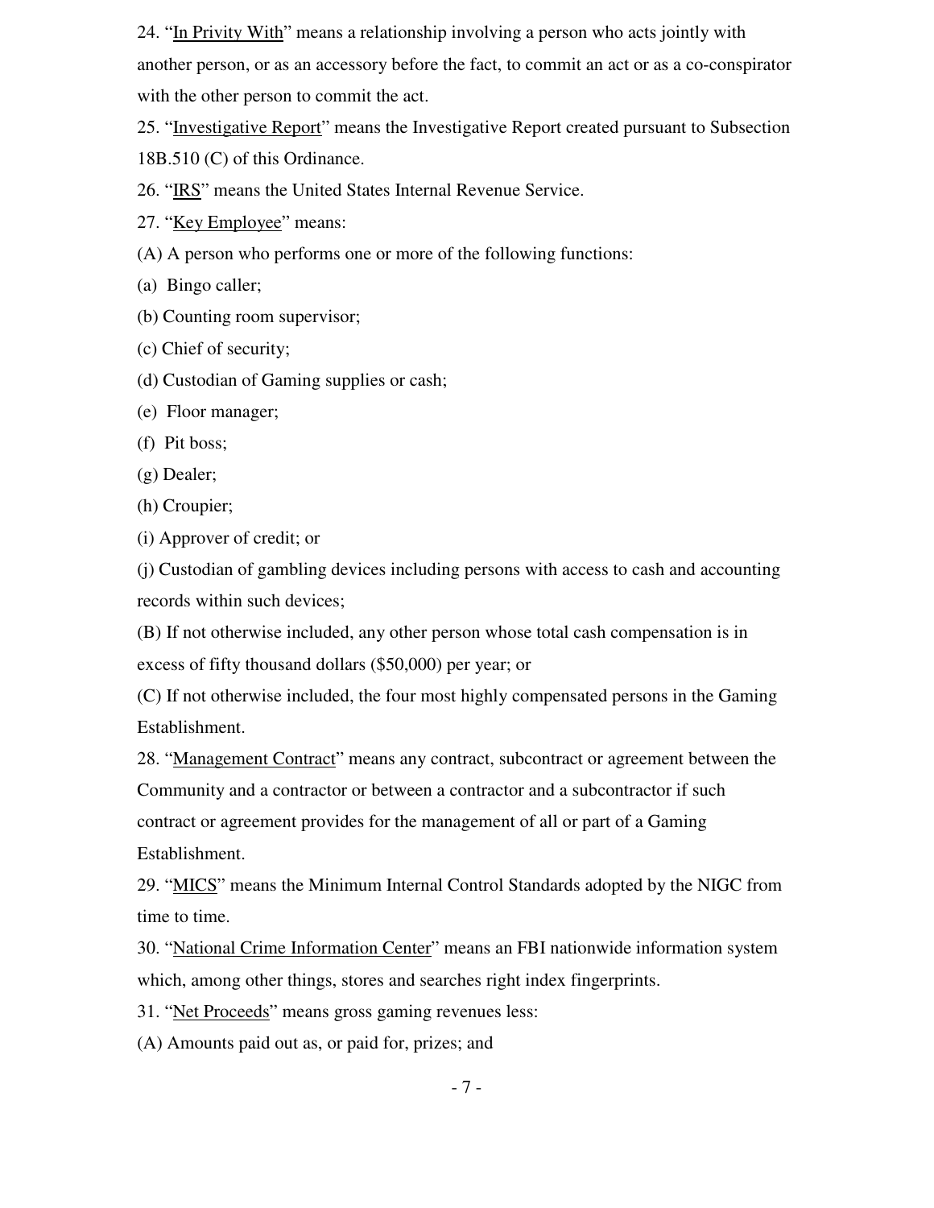24. "<u>In Privity With</u>" means a relationship involving a person who acts jointly with another person, or as an accessory before the fact, to commit an act or as a co-conspirator with the other person to commit the act.

25. "<u>Investigative Report</u>" means the Investigative Report created pursuant to Subsection 18B.510 (C) of this Ordinance.

26. "<u>IRS</u>" means the United States Internal Revenue Service.

27. "<u>Key Employee</u>" means:

(A) A person who performs one or more of the following functions:

(a) Bingo caller;

(b) Counting room supervisor;

(c) Chief of security;

(d) Custodian of Gaming supplies or cash;

(e) Floor manager;

(f) Pit boss;

(g) Dealer;

(h) Croupier;

(i) Approver of credit; or

(j) Custodian of gambling devices including persons with access to cash and accounting records within such devices;

(B) If not otherwise included, any other person whose total cash compensation is in excess of fifty thousand dollars ($50,000) per year; or

(C) If not otherwise included, the four most highly compensated persons in the Gaming Establishment.

28. "<u>Management Contract</u>" means any contract, subcontract or agreement between the Community and a contractor or between a contractor and a subcontractor if such contract or agreement provides for the management of all or part of a Gaming Establishment.

29. "<u>MICS</u>" means the Minimum Internal Control Standards adopted by the NIGC from time to time.

30. "<u>National Crime Information Center</u>" means an FBI nationwide information system which, among other things, stores and searches right index fingerprints.

31. "<u>Net Proceeds</u>" means gross gaming revenues less:

(A) Amounts paid out as, or paid for, prizes; and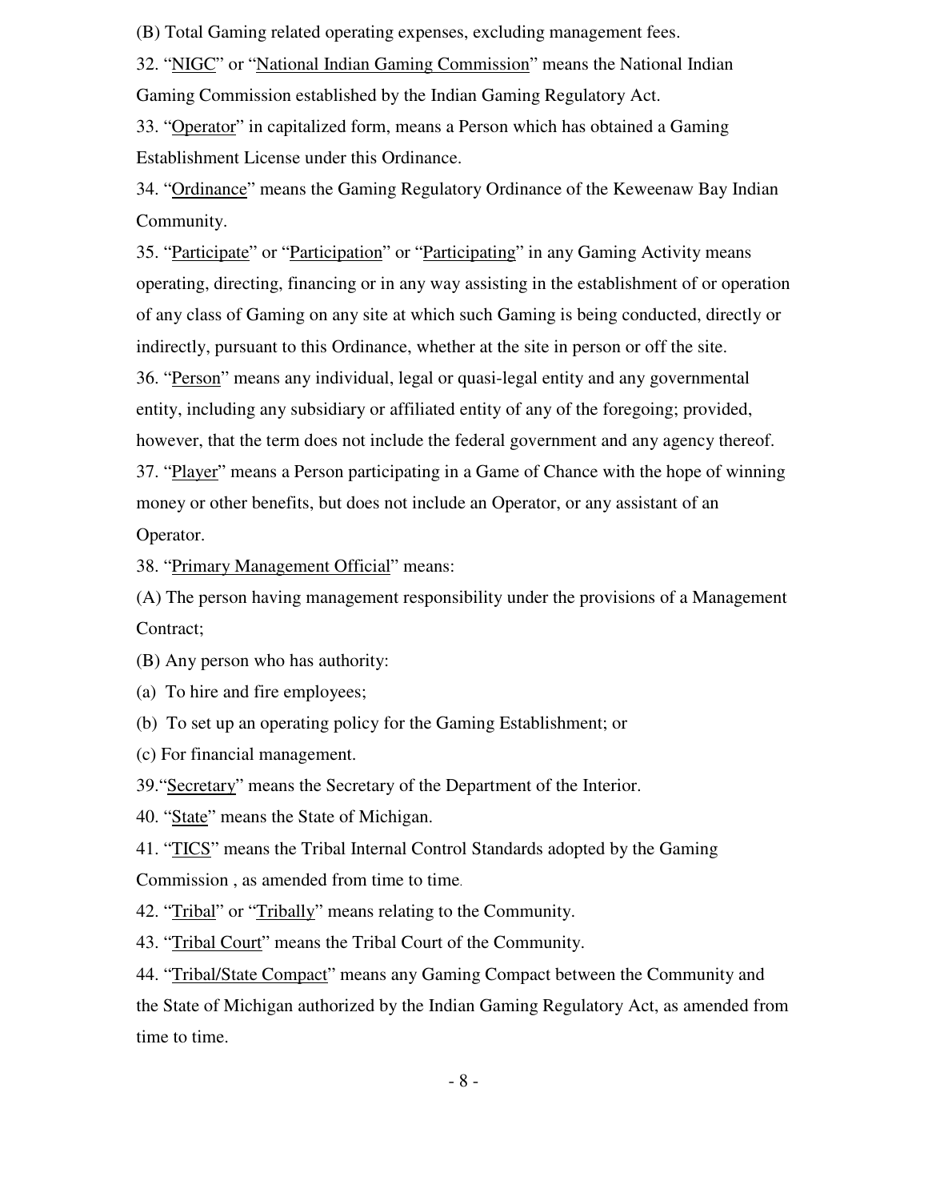(B) Total Gaming related operating expenses, excluding management fees.

32. "NIGC" or "National Indian Gaming Commission" means the National Indian Gaming Commission established by the Indian Gaming Regulatory Act.

33. "Operator" in capitalized form, means a Person which has obtained a Gaming Establishment License under this Ordinance.

34. "Ordinance" means the Gaming Regulatory Ordinance of the Keweenaw Bay Indian Community.

35. "Participate" or "Participation" or "Participating" in any Gaming Activity means operating, directing, financing or in any way assisting in the establishment of or operation of any class of Gaming on any site at which such Gaming is being conducted, directly or indirectly, pursuant to this Ordinance, whether at the site in person or off the site.

36. "Person" means any individual, legal or quasi-legal entity and any governmental entity, including any subsidiary or affiliated entity of any of the foregoing; provided, however, that the term does not include the federal government and any agency thereof.

37. "Player" means a Person participating in a Game of Chance with the hope of winning money or other benefits, but does not include an Operator, or any assistant of an Operator.

38. "Primary Management Official" means:

(A) The person having management responsibility under the provisions of a Management Contract;

(B) Any person who has authority:

(a) To hire and fire employees;

(b) To set up an operating policy for the Gaming Establishment; or

(c) For financial management.

39. "Secretary" means the Secretary of the Department of the Interior.

40. "State" means the State of Michigan.

41. "TICS" means the Tribal Internal Control Standards adopted by the Gaming Commission , as amended from time to time.

42. "Tribal" or "Tribally" means relating to the Community.

43. "Tribal Court" means the Tribal Court of the Community.

44. "Tribal/State Compact" means any Gaming Compact between the Community and the State of Michigan authorized by the Indian Gaming Regulatory Act, as amended from time to time.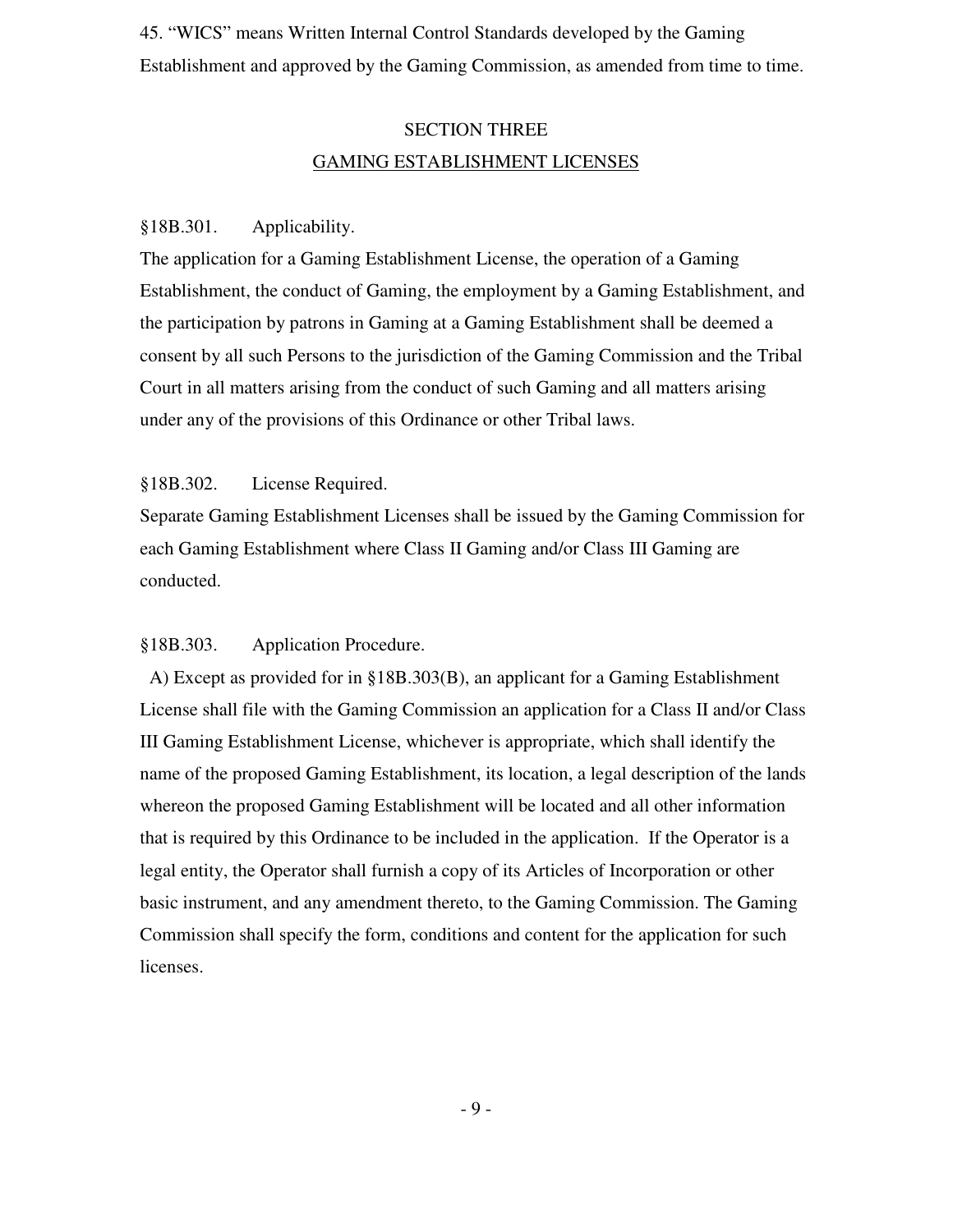45. “WICS” means Written Internal Control Standards developed by the Gaming Establishment and approved by the Gaming Commission, as amended from time to time.

## SECTION THREE
## GAMING ESTABLISHMENT LICENSES

§18B.301. Applicability.

The application for a Gaming Establishment License, the operation of a Gaming Establishment, the conduct of Gaming, the employment by a Gaming Establishment, and the participation by patrons in Gaming at a Gaming Establishment shall be deemed a consent by all such Persons to the jurisdiction of the Gaming Commission and the Tribal Court in all matters arising from the conduct of such Gaming and all matters arising under any of the provisions of this Ordinance or other Tribal laws.

§18B.302. License Required.

Separate Gaming Establishment Licenses shall be issued by the Gaming Commission for each Gaming Establishment where Class II Gaming and/or Class III Gaming are conducted.

§18B.303. Application Procedure.

A) Except as provided for in §18B.303(B), an applicant for a Gaming Establishment License shall file with the Gaming Commission an application for a Class II and/or Class III Gaming Establishment License, whichever is appropriate, which shall identify the name of the proposed Gaming Establishment, its location, a legal description of the lands whereon the proposed Gaming Establishment will be located and all other information that is required by this Ordinance to be included in the application. If the Operator is a legal entity, the Operator shall furnish a copy of its Articles of Incorporation or other basic instrument, and any amendment thereto, to the Gaming Commission. The Gaming Commission shall specify the form, conditions and content for the application for such licenses.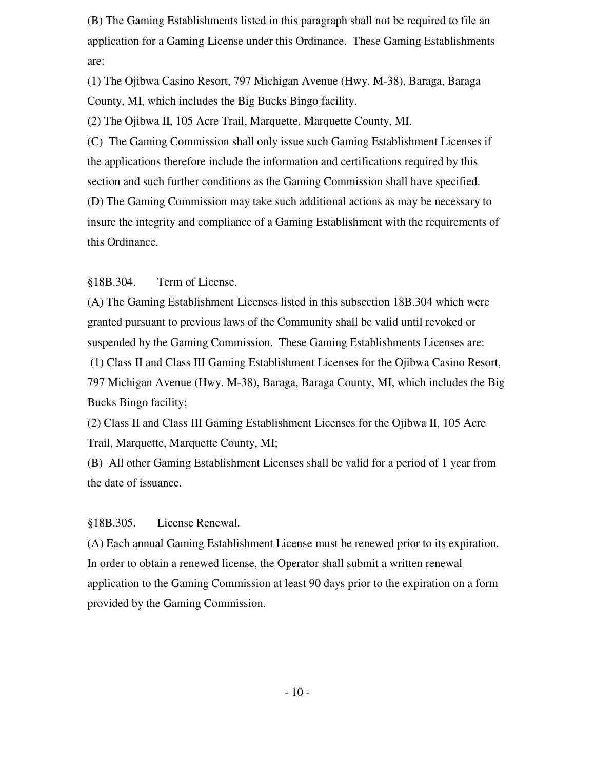(B) The Gaming Establishments listed in this paragraph shall not be required to file an application for a Gaming License under this Ordinance. These Gaming Establishments are:

(1) The Ojibwa Casino Resort, 797 Michigan Avenue (Hwy. M-38), Baraga, Baraga County, MI, which includes the Big Bucks Bingo facility.

(2) The Ojibwa II, 105 Acre Trail, Marquette, Marquette County, MI.

(C) The Gaming Commission shall only issue such Gaming Establishment Licenses if the applications therefore include the information and certifications required by this section and such further conditions as the Gaming Commission shall have specified.

(D) The Gaming Commission may take such additional actions as may be necessary to insure the integrity and compliance of a Gaming Establishment with the requirements of this Ordinance.

§18B.304. Term of License.

(A) The Gaming Establishment Licenses listed in this subsection 18B.304 which were granted pursuant to previous laws of the Community shall be valid until revoked or suspended by the Gaming Commission. These Gaming Establishments Licenses are:

(1) Class II and Class III Gaming Establishment Licenses for the Ojibwa Casino Resort, 797 Michigan Avenue (Hwy. M-38), Baraga, Baraga County, MI, which includes the Big Bucks Bingo facility;

(2) Class II and Class III Gaming Establishment Licenses for the Ojibwa II, 105 Acre Trail, Marquette, Marquette County, MI;

(B) All other Gaming Establishment Licenses shall be valid for a period of 1 year from the date of issuance.

§18B.305. License Renewal.

(A) Each annual Gaming Establishment License must be renewed prior to its expiration. In order to obtain a renewed license, the Operator shall submit a written renewal application to the Gaming Commission at least 90 days prior to the expiration on a form provided by the Gaming Commission.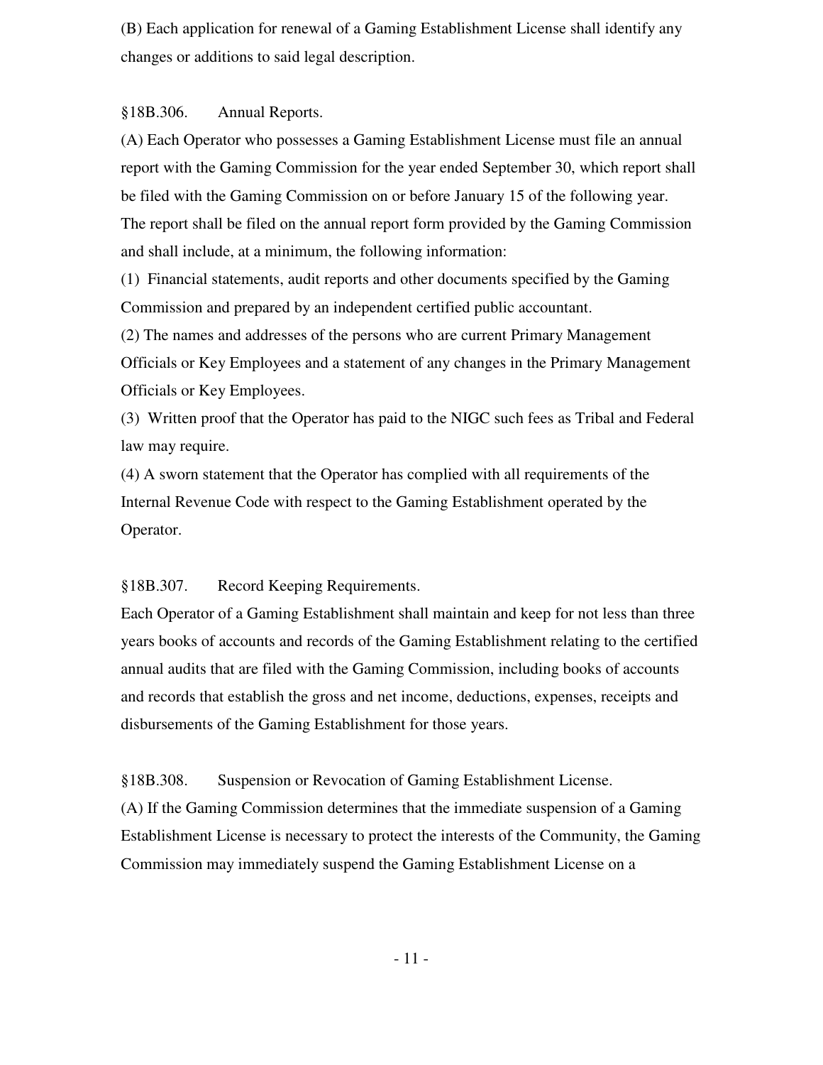(B) Each application for renewal of a Gaming Establishment License shall identify any changes or additions to said legal description.

§18B.306. Annual Reports.

(A) Each Operator who possesses a Gaming Establishment License must file an annual report with the Gaming Commission for the year ended September 30, which report shall be filed with the Gaming Commission on or before January 15 of the following year. The report shall be filed on the annual report form provided by the Gaming Commission and shall include, at a minimum, the following information:

(1) Financial statements, audit reports and other documents specified by the Gaming Commission and prepared by an independent certified public accountant.

(2) The names and addresses of the persons who are current Primary Management Officials or Key Employees and a statement of any changes in the Primary Management Officials or Key Employees.

(3) Written proof that the Operator has paid to the NIGC such fees as Tribal and Federal law may require.

(4) A sworn statement that the Operator has complied with all requirements of the Internal Revenue Code with respect to the Gaming Establishment operated by the Operator.

§18B.307. Record Keeping Requirements.

Each Operator of a Gaming Establishment shall maintain and keep for not less than three years books of accounts and records of the Gaming Establishment relating to the certified annual audits that are filed with the Gaming Commission, including books of accounts and records that establish the gross and net income, deductions, expenses, receipts and disbursements of the Gaming Establishment for those years.

§18B.308. Suspension or Revocation of Gaming Establishment License.

(A) If the Gaming Commission determines that the immediate suspension of a Gaming Establishment License is necessary to protect the interests of the Community, the Gaming Commission may immediately suspend the Gaming Establishment License on a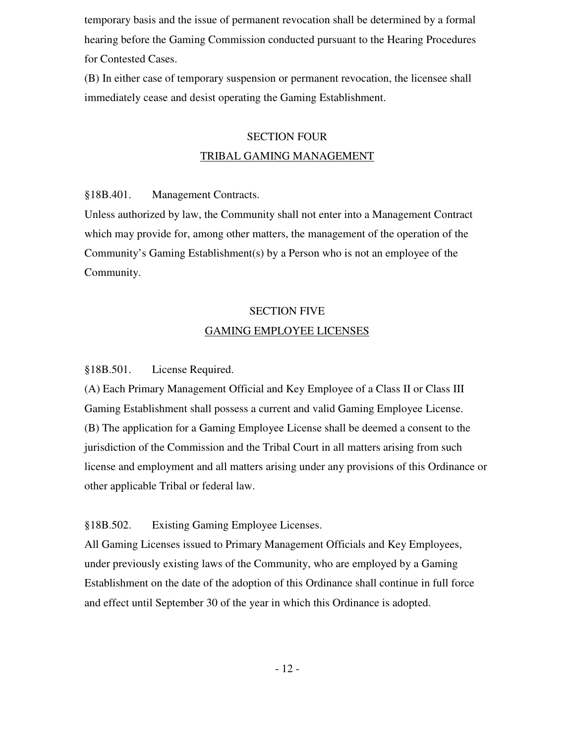temporary basis and the issue of permanent revocation shall be determined by a formal hearing before the Gaming Commission conducted pursuant to the Hearing Procedures for Contested Cases.

(B) In either case of temporary suspension or permanent revocation, the licensee shall immediately cease and desist operating the Gaming Establishment.

## SECTION FOUR
## TRIBAL GAMING MANAGEMENT

§18B.401. Management Contracts.

Unless authorized by law, the Community shall not enter into a Management Contract which may provide for, among other matters, the management of the operation of the Community's Gaming Establishment(s) by a Person who is not an employee of the Community.

## SECTION FIVE
## GAMING EMPLOYEE LICENSES

§18B.501. License Required.

(A) Each Primary Management Official and Key Employee of a Class II or Class III Gaming Establishment shall possess a current and valid Gaming Employee License.

(B) The application for a Gaming Employee License shall be deemed a consent to the jurisdiction of the Commission and the Tribal Court in all matters arising from such license and employment and all matters arising under any provisions of this Ordinance or other applicable Tribal or federal law.

§18B.502. Existing Gaming Employee Licenses.

All Gaming Licenses issued to Primary Management Officials and Key Employees, under previously existing laws of the Community, who are employed by a Gaming Establishment on the date of the adoption of this Ordinance shall continue in full force and effect until September 30 of the year in which this Ordinance is adopted.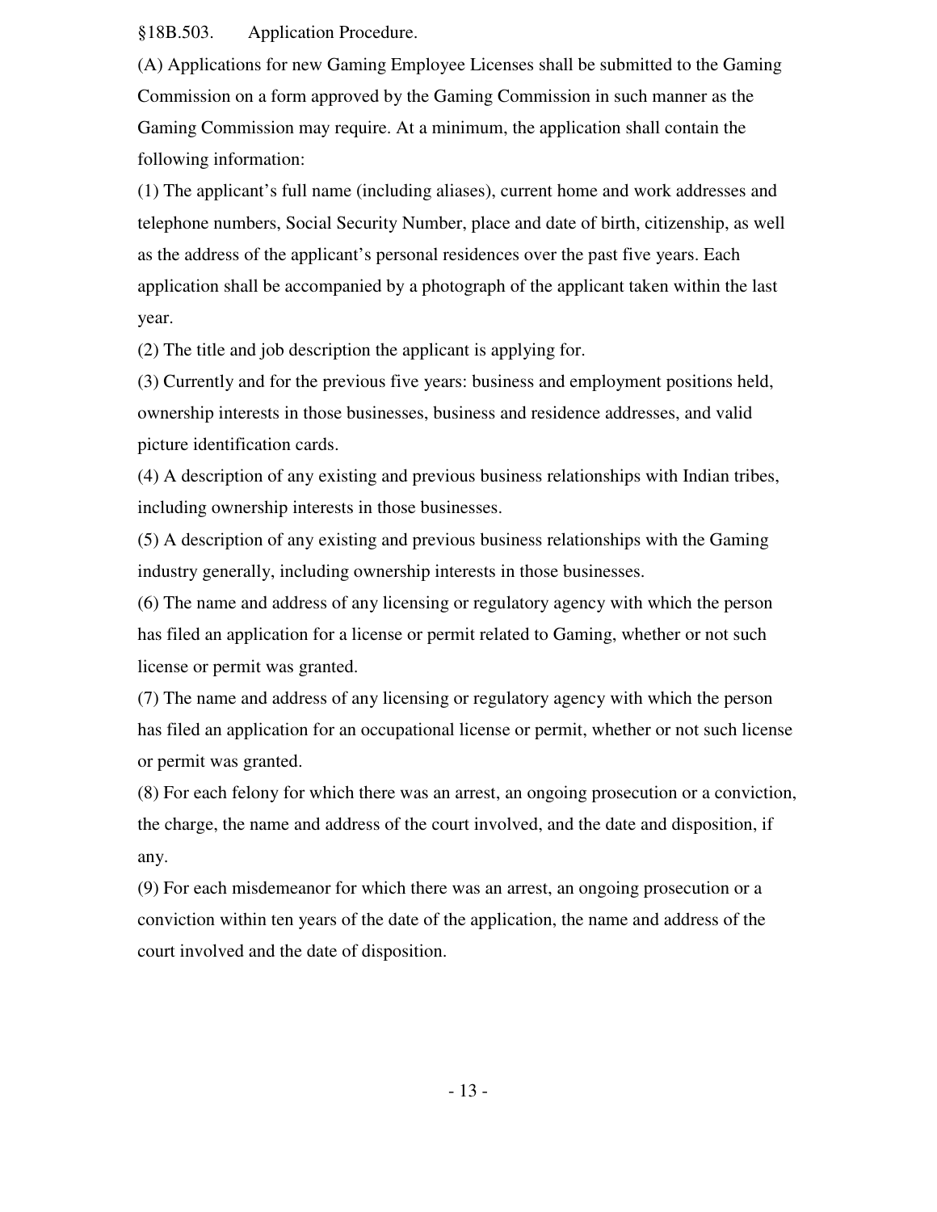§18B.503. Application Procedure.

(A) Applications for new Gaming Employee Licenses shall be submitted to the Gaming Commission on a form approved by the Gaming Commission in such manner as the Gaming Commission may require. At a minimum, the application shall contain the following information:

(1) The applicant's full name (including aliases), current home and work addresses and telephone numbers, Social Security Number, place and date of birth, citizenship, as well as the address of the applicant's personal residences over the past five years. Each application shall be accompanied by a photograph of the applicant taken within the last year.

(2) The title and job description the applicant is applying for.

(3) Currently and for the previous five years: business and employment positions held, ownership interests in those businesses, business and residence addresses, and valid picture identification cards.

(4) A description of any existing and previous business relationships with Indian tribes, including ownership interests in those businesses.

(5) A description of any existing and previous business relationships with the Gaming industry generally, including ownership interests in those businesses.

(6) The name and address of any licensing or regulatory agency with which the person has filed an application for a license or permit related to Gaming, whether or not such license or permit was granted.

(7) The name and address of any licensing or regulatory agency with which the person has filed an application for an occupational license or permit, whether or not such license or permit was granted.

(8) For each felony for which there was an arrest, an ongoing prosecution or a conviction, the charge, the name and address of the court involved, and the date and disposition, if any.

(9) For each misdemeanor for which there was an arrest, an ongoing prosecution or a conviction within ten years of the date of the application, the name and address of the court involved and the date of disposition.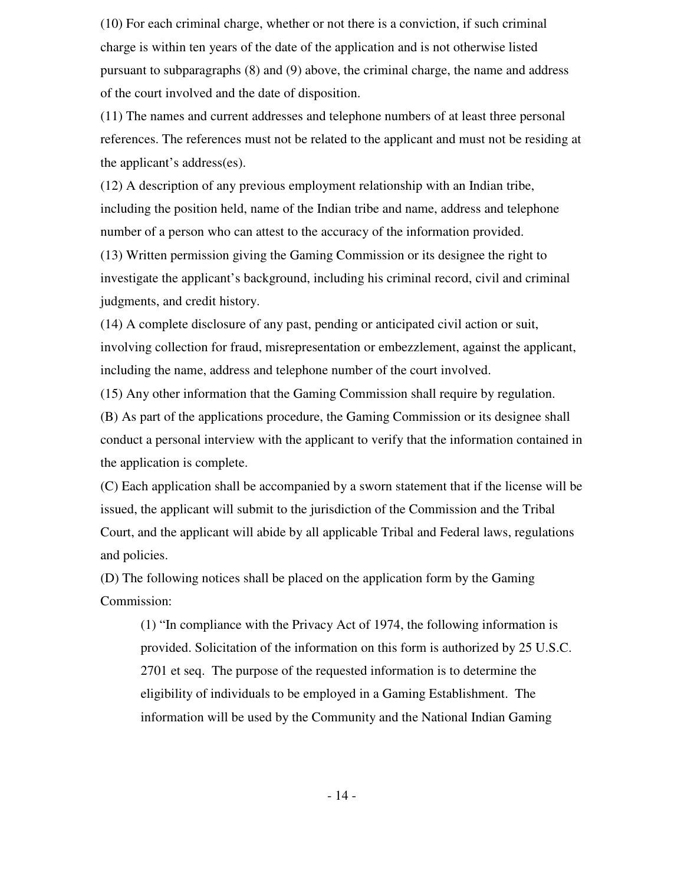(10) For each criminal charge, whether or not there is a conviction, if such criminal charge is within ten years of the date of the application and is not otherwise listed pursuant to subparagraphs (8) and (9) above, the criminal charge, the name and address of the court involved and the date of disposition.

(11) The names and current addresses and telephone numbers of at least three personal references. The references must not be related to the applicant and must not be residing at the applicant's address(es).

(12) A description of any previous employment relationship with an Indian tribe, including the position held, name of the Indian tribe and name, address and telephone number of a person who can attest to the accuracy of the information provided.

(13) Written permission giving the Gaming Commission or its designee the right to investigate the applicant's background, including his criminal record, civil and criminal judgments, and credit history.

(14) A complete disclosure of any past, pending or anticipated civil action or suit, involving collection for fraud, misrepresentation or embezzlement, against the applicant, including the name, address and telephone number of the court involved.

(15) Any other information that the Gaming Commission shall require by regulation.

(B) As part of the applications procedure, the Gaming Commission or its designee shall conduct a personal interview with the applicant to verify that the information contained in the application is complete.

(C) Each application shall be accompanied by a sworn statement that if the license will be issued, the applicant will submit to the jurisdiction of the Commission and the Tribal Court, and the applicant will abide by all applicable Tribal and Federal laws, regulations and policies.

(D) The following notices shall be placed on the application form by the Gaming Commission:

> (1) "In compliance with the Privacy Act of 1974, the following information is provided. Solicitation of the information on this form is authorized by 25 U.S.C. 2701 et seq. The purpose of the requested information is to determine the eligibility of individuals to be employed in a Gaming Establishment. The information will be used by the Community and the National Indian Gaming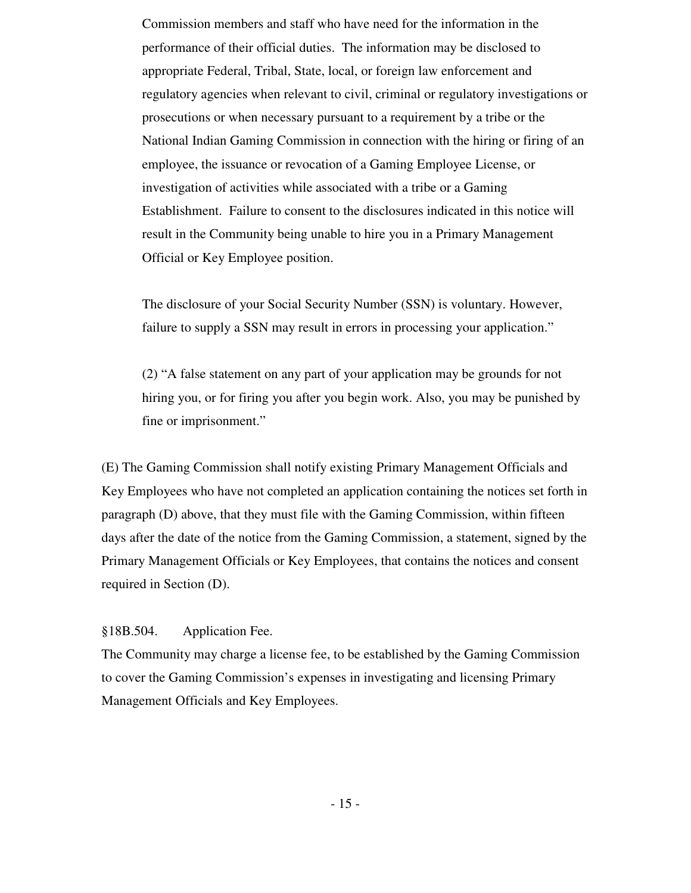Commission members and staff who have need for the information in the performance of their official duties. The information may be disclosed to appropriate Federal, Tribal, State, local, or foreign law enforcement and regulatory agencies when relevant to civil, criminal or regulatory investigations or prosecutions or when necessary pursuant to a requirement by a tribe or the National Indian Gaming Commission in connection with the hiring or firing of an employee, the issuance or revocation of a Gaming Employee License, or investigation of activities while associated with a tribe or a Gaming Establishment. Failure to consent to the disclosures indicated in this notice will result in the Community being unable to hire you in a Primary Management Official or Key Employee position.

The disclosure of your Social Security Number (SSN) is voluntary. However, failure to supply a SSN may result in errors in processing your application."

(2) "A false statement on any part of your application may be grounds for not hiring you, or for firing you after you begin work. Also, you may be punished by fine or imprisonment."

(E) The Gaming Commission shall notify existing Primary Management Officials and Key Employees who have not completed an application containing the notices set forth in paragraph (D) above, that they must file with the Gaming Commission, within fifteen days after the date of the notice from the Gaming Commission, a statement, signed by the Primary Management Officials or Key Employees, that contains the notices and consent required in Section (D).

§18B.504. Application Fee.

The Community may charge a license fee, to be established by the Gaming Commission to cover the Gaming Commission's expenses in investigating and licensing Primary Management Officials and Key Employees.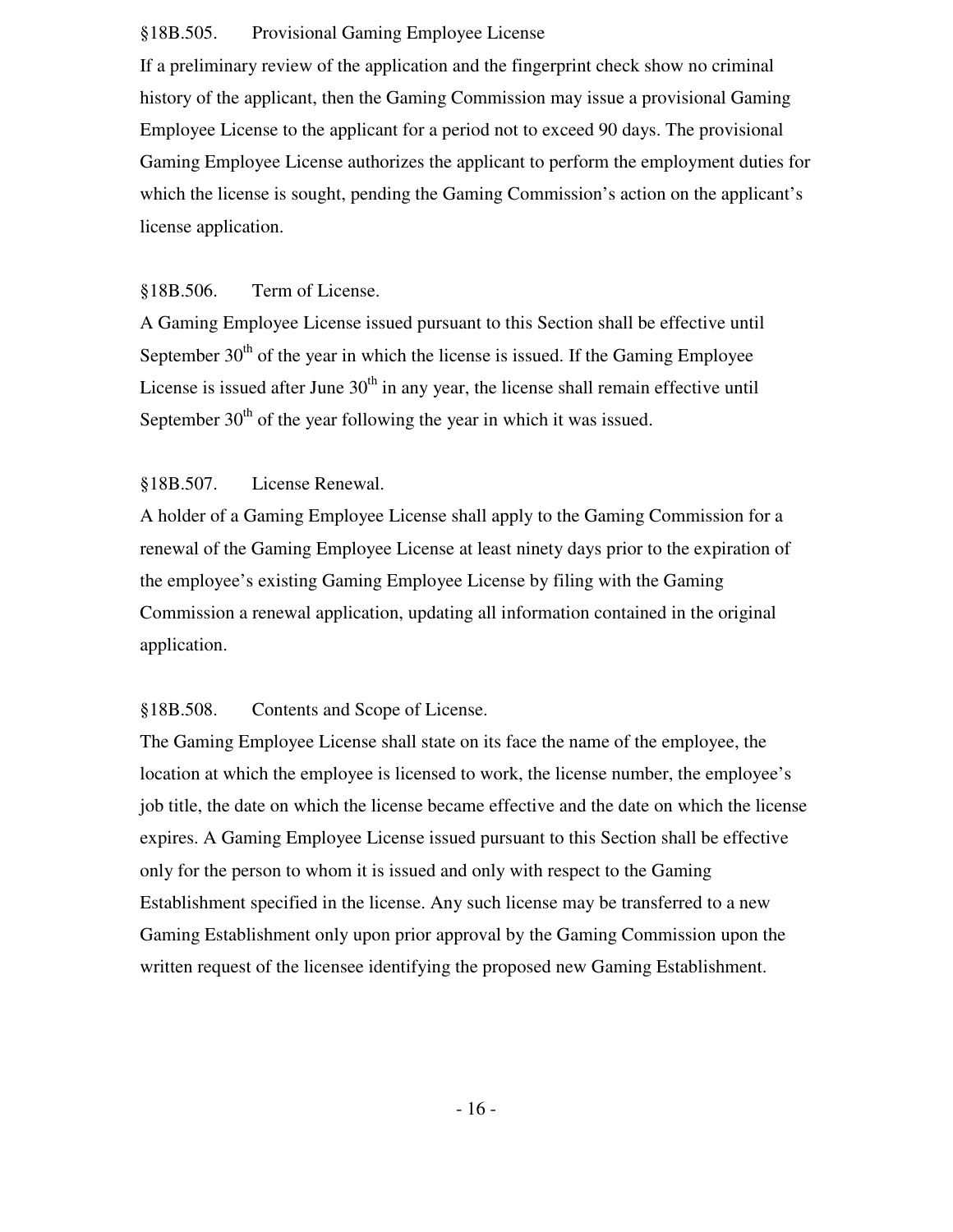§18B.505. Provisional Gaming Employee License

If a preliminary review of the application and the fingerprint check show no criminal history of the applicant, then the Gaming Commission may issue a provisional Gaming Employee License to the applicant for a period not to exceed 90 days. The provisional Gaming Employee License authorizes the applicant to perform the employment duties for which the license is sought, pending the Gaming Commission's action on the applicant's license application.

§18B.506. Term of License.

A Gaming Employee License issued pursuant to this Section shall be effective until September 30th of the year in which the license is issued. If the Gaming Employee License is issued after June 30th in any year, the license shall remain effective until September 30th of the year following the year in which it was issued.

§18B.507. License Renewal.

A holder of a Gaming Employee License shall apply to the Gaming Commission for a renewal of the Gaming Employee License at least ninety days prior to the expiration of the employee's existing Gaming Employee License by filing with the Gaming Commission a renewal application, updating all information contained in the original application.

§18B.508. Contents and Scope of License.

The Gaming Employee License shall state on its face the name of the employee, the location at which the employee is licensed to work, the license number, the employee's job title, the date on which the license became effective and the date on which the license expires. A Gaming Employee License issued pursuant to this Section shall be effective only for the person to whom it is issued and only with respect to the Gaming Establishment specified in the license. Any such license may be transferred to a new Gaming Establishment only upon prior approval by the Gaming Commission upon the written request of the licensee identifying the proposed new Gaming Establishment.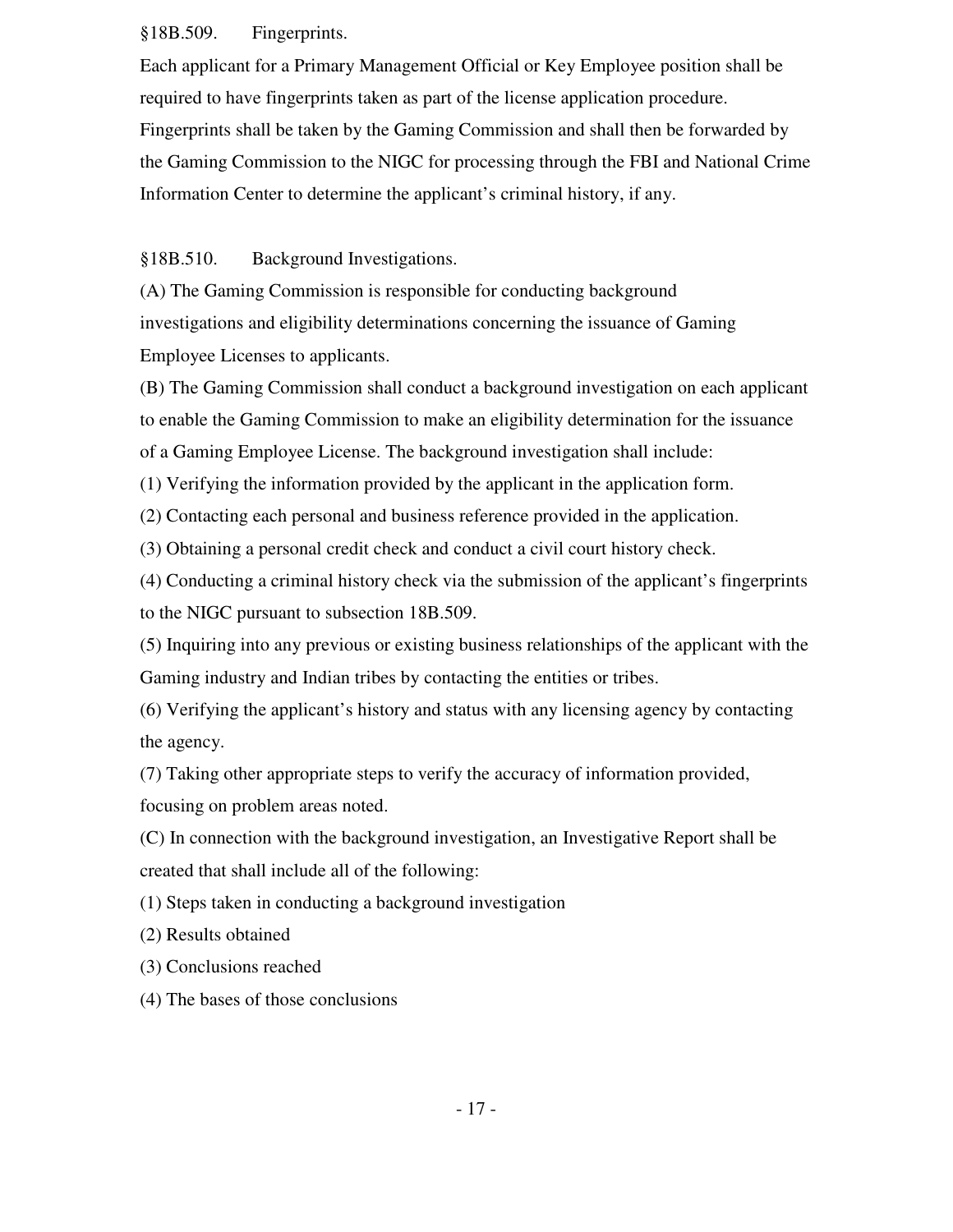§18B.509. Fingerprints.

Each applicant for a Primary Management Official or Key Employee position shall be required to have fingerprints taken as part of the license application procedure. Fingerprints shall be taken by the Gaming Commission and shall then be forwarded by the Gaming Commission to the NIGC for processing through the FBI and National Crime Information Center to determine the applicant's criminal history, if any.

§18B.510. Background Investigations.

(A) The Gaming Commission is responsible for conducting background investigations and eligibility determinations concerning the issuance of Gaming Employee Licenses to applicants.

(B) The Gaming Commission shall conduct a background investigation on each applicant to enable the Gaming Commission to make an eligibility determination for the issuance of a Gaming Employee License. The background investigation shall include:

(1) Verifying the information provided by the applicant in the application form.

(2) Contacting each personal and business reference provided in the application.

(3) Obtaining a personal credit check and conduct a civil court history check.

(4) Conducting a criminal history check via the submission of the applicant's fingerprints to the NIGC pursuant to subsection 18B.509.

(5) Inquiring into any previous or existing business relationships of the applicant with the Gaming industry and Indian tribes by contacting the entities or tribes.

(6) Verifying the applicant's history and status with any licensing agency by contacting the agency.

(7) Taking other appropriate steps to verify the accuracy of information provided, focusing on problem areas noted.

(C) In connection with the background investigation, an Investigative Report shall be created that shall include all of the following:

(1) Steps taken in conducting a background investigation

(2) Results obtained

(3) Conclusions reached

(4) The bases of those conclusions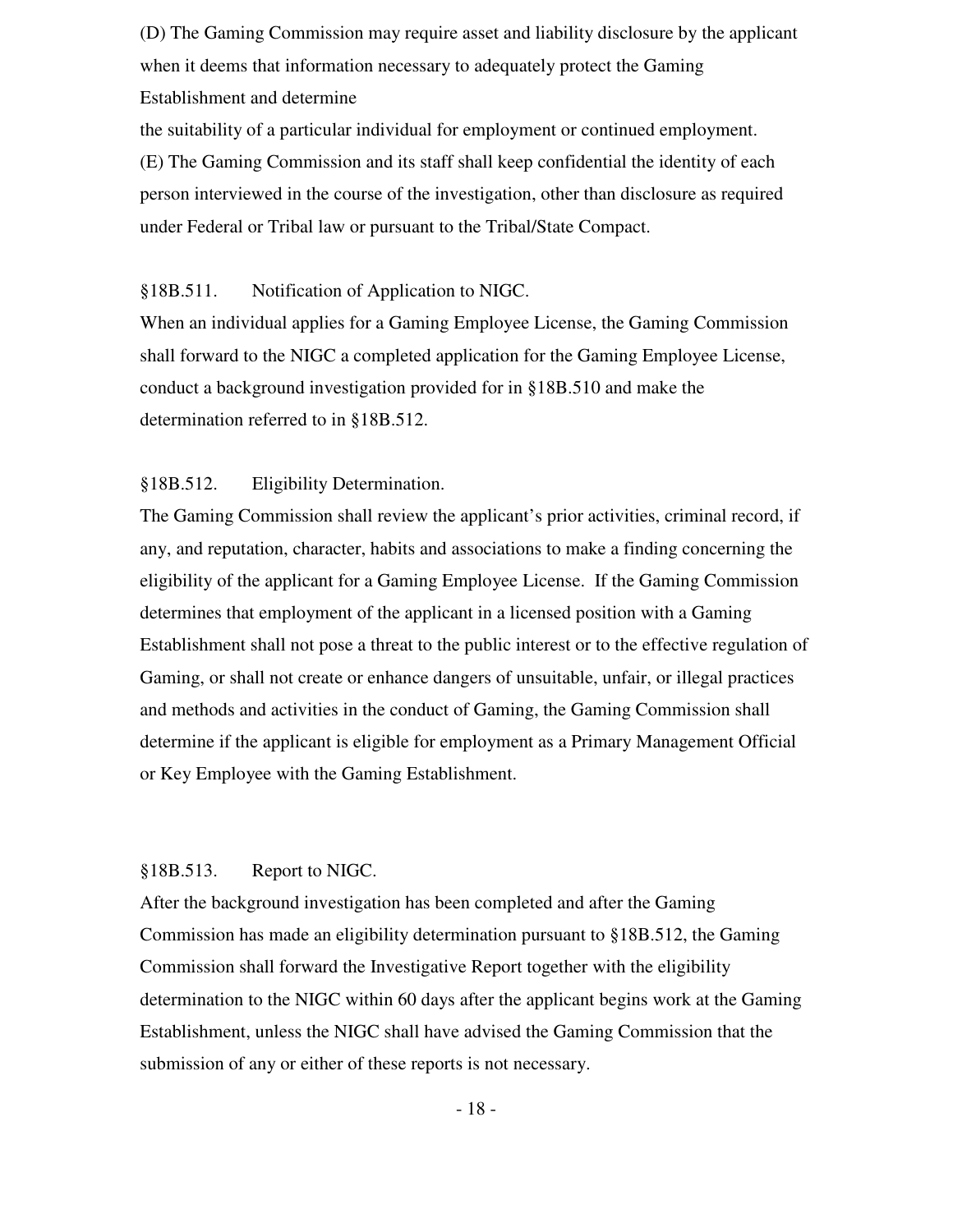(D) The Gaming Commission may require asset and liability disclosure by the applicant when it deems that information necessary to adequately protect the Gaming Establishment and determine
the suitability of a particular individual for employment or continued employment.

(E) The Gaming Commission and its staff shall keep confidential the identity of each person interviewed in the course of the investigation, other than disclosure as required under Federal or Tribal law or pursuant to the Tribal/State Compact.

§18B.511. Notification of Application to NIGC.

When an individual applies for a Gaming Employee License, the Gaming Commission shall forward to the NIGC a completed application for the Gaming Employee License, conduct a background investigation provided for in §18B.510 and make the determination referred to in §18B.512.

§18B.512. Eligibility Determination.

The Gaming Commission shall review the applicant's prior activities, criminal record, if any, and reputation, character, habits and associations to make a finding concerning the eligibility of the applicant for a Gaming Employee License. If the Gaming Commission determines that employment of the applicant in a licensed position with a Gaming Establishment shall not pose a threat to the public interest or to the effective regulation of Gaming, or shall not create or enhance dangers of unsuitable, unfair, or illegal practices and methods and activities in the conduct of Gaming, the Gaming Commission shall determine if the applicant is eligible for employment as a Primary Management Official or Key Employee with the Gaming Establishment.

§18B.513. Report to NIGC.

After the background investigation has been completed and after the Gaming Commission has made an eligibility determination pursuant to §18B.512, the Gaming Commission shall forward the Investigative Report together with the eligibility determination to the NIGC within 60 days after the applicant begins work at the Gaming Establishment, unless the NIGC shall have advised the Gaming Commission that the submission of any or either of these reports is not necessary.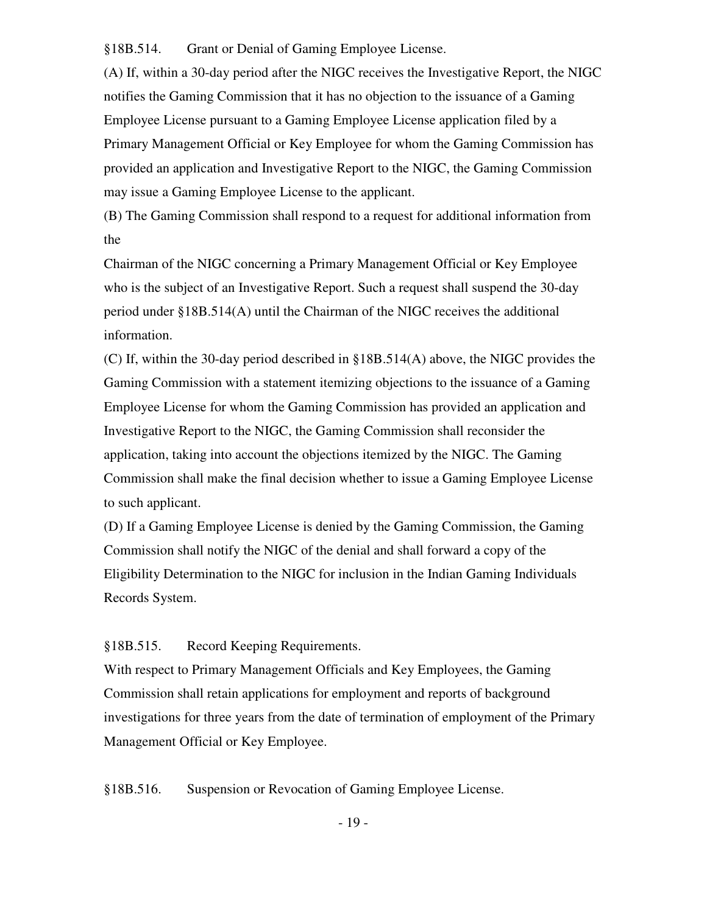§18B.514. Grant or Denial of Gaming Employee License.

(A) If, within a 30-day period after the NIGC receives the Investigative Report, the NIGC notifies the Gaming Commission that it has no objection to the issuance of a Gaming Employee License pursuant to a Gaming Employee License application filed by a Primary Management Official or Key Employee for whom the Gaming Commission has provided an application and Investigative Report to the NIGC, the Gaming Commission may issue a Gaming Employee License to the applicant.

(B) The Gaming Commission shall respond to a request for additional information from the Chairman of the NIGC concerning a Primary Management Official or Key Employee who is the subject of an Investigative Report. Such a request shall suspend the 30-day period under §18B.514(A) until the Chairman of the NIGC receives the additional information.

(C) If, within the 30-day period described in §18B.514(A) above, the NIGC provides the Gaming Commission with a statement itemizing objections to the issuance of a Gaming Employee License for whom the Gaming Commission has provided an application and Investigative Report to the NIGC, the Gaming Commission shall reconsider the application, taking into account the objections itemized by the NIGC. The Gaming Commission shall make the final decision whether to issue a Gaming Employee License to such applicant.

(D) If a Gaming Employee License is denied by the Gaming Commission, the Gaming Commission shall notify the NIGC of the denial and shall forward a copy of the Eligibility Determination to the NIGC for inclusion in the Indian Gaming Individuals Records System.

§18B.515. Record Keeping Requirements.

With respect to Primary Management Officials and Key Employees, the Gaming Commission shall retain applications for employment and reports of background investigations for three years from the date of termination of employment of the Primary Management Official or Key Employee.

§18B.516. Suspension or Revocation of Gaming Employee License.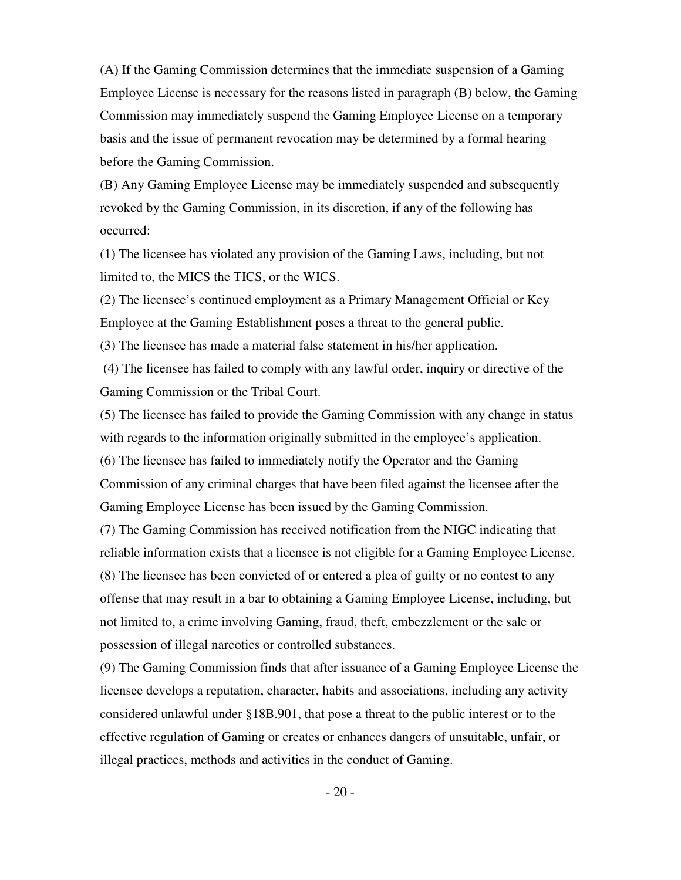(A) If the Gaming Commission determines that the immediate suspension of a Gaming Employee License is necessary for the reasons listed in paragraph (B) below, the Gaming Commission may immediately suspend the Gaming Employee License on a temporary basis and the issue of permanent revocation may be determined by a formal hearing before the Gaming Commission.

(B) Any Gaming Employee License may be immediately suspended and subsequently revoked by the Gaming Commission, in its discretion, if any of the following has occurred:

(1) The licensee has violated any provision of the Gaming Laws, including, but not limited to, the MICS the TICS, or the WICS.

(2) The licensee's continued employment as a Primary Management Official or Key Employee at the Gaming Establishment poses a threat to the general public.

(3) The licensee has made a material false statement in his/her application.

(4) The licensee has failed to comply with any lawful order, inquiry or directive of the Gaming Commission or the Tribal Court.

(5) The licensee has failed to provide the Gaming Commission with any change in status with regards to the information originally submitted in the employee's application.

(6) The licensee has failed to immediately notify the Operator and the Gaming Commission of any criminal charges that have been filed against the licensee after the Gaming Employee License has been issued by the Gaming Commission.

(7) The Gaming Commission has received notification from the NIGC indicating that reliable information exists that a licensee is not eligible for a Gaming Employee License.

(8) The licensee has been convicted of or entered a plea of guilty or no contest to any offense that may result in a bar to obtaining a Gaming Employee License, including, but not limited to, a crime involving Gaming, fraud, theft, embezzlement or the sale or possession of illegal narcotics or controlled substances.

(9) The Gaming Commission finds that after issuance of a Gaming Employee License the licensee develops a reputation, character, habits and associations, including any activity considered unlawful under §18B.901, that pose a threat to the public interest or to the effective regulation of Gaming or creates or enhances dangers of unsuitable, unfair, or illegal practices, methods and activities in the conduct of Gaming.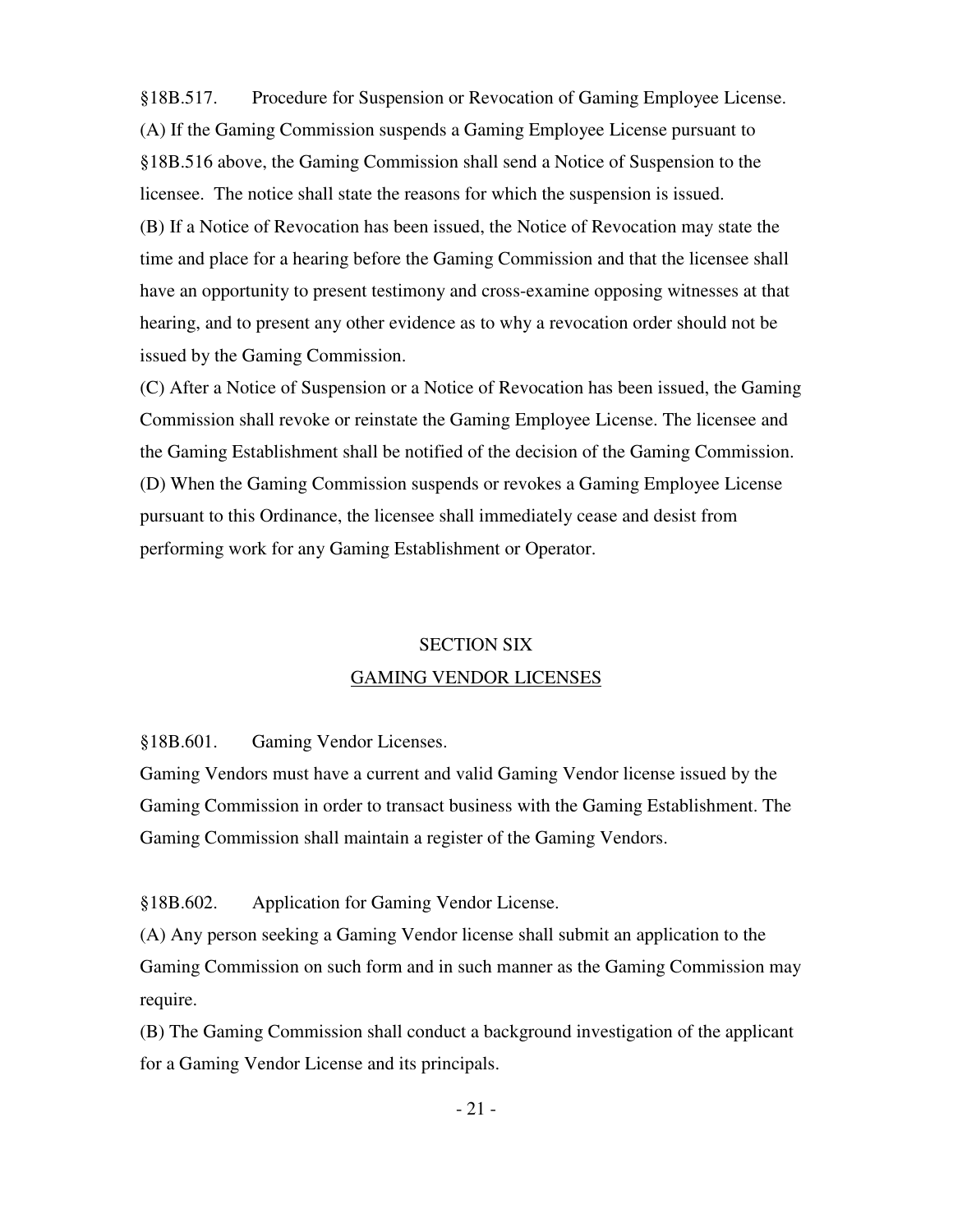§18B.517. Procedure for Suspension or Revocation of Gaming Employee License.

(A) If the Gaming Commission suspends a Gaming Employee License pursuant to §18B.516 above, the Gaming Commission shall send a Notice of Suspension to the licensee. The notice shall state the reasons for which the suspension is issued.

(B) If a Notice of Revocation has been issued, the Notice of Revocation may state the time and place for a hearing before the Gaming Commission and that the licensee shall have an opportunity to present testimony and cross-examine opposing witnesses at that hearing, and to present any other evidence as to why a revocation order should not be issued by the Gaming Commission.

(C) After a Notice of Suspension or a Notice of Revocation has been issued, the Gaming Commission shall revoke or reinstate the Gaming Employee License. The licensee and the Gaming Establishment shall be notified of the decision of the Gaming Commission.

(D) When the Gaming Commission suspends or revokes a Gaming Employee License pursuant to this Ordinance, the licensee shall immediately cease and desist from performing work for any Gaming Establishment or Operator.

## SECTION SIX

## GAMING VENDOR LICENSES

§18B.601. Gaming Vendor Licenses.

Gaming Vendors must have a current and valid Gaming Vendor license issued by the Gaming Commission in order to transact business with the Gaming Establishment. The Gaming Commission shall maintain a register of the Gaming Vendors.

§18B.602. Application for Gaming Vendor License.

(A) Any person seeking a Gaming Vendor license shall submit an application to the Gaming Commission on such form and in such manner as the Gaming Commission may require.

(B) The Gaming Commission shall conduct a background investigation of the applicant for a Gaming Vendor License and its principals.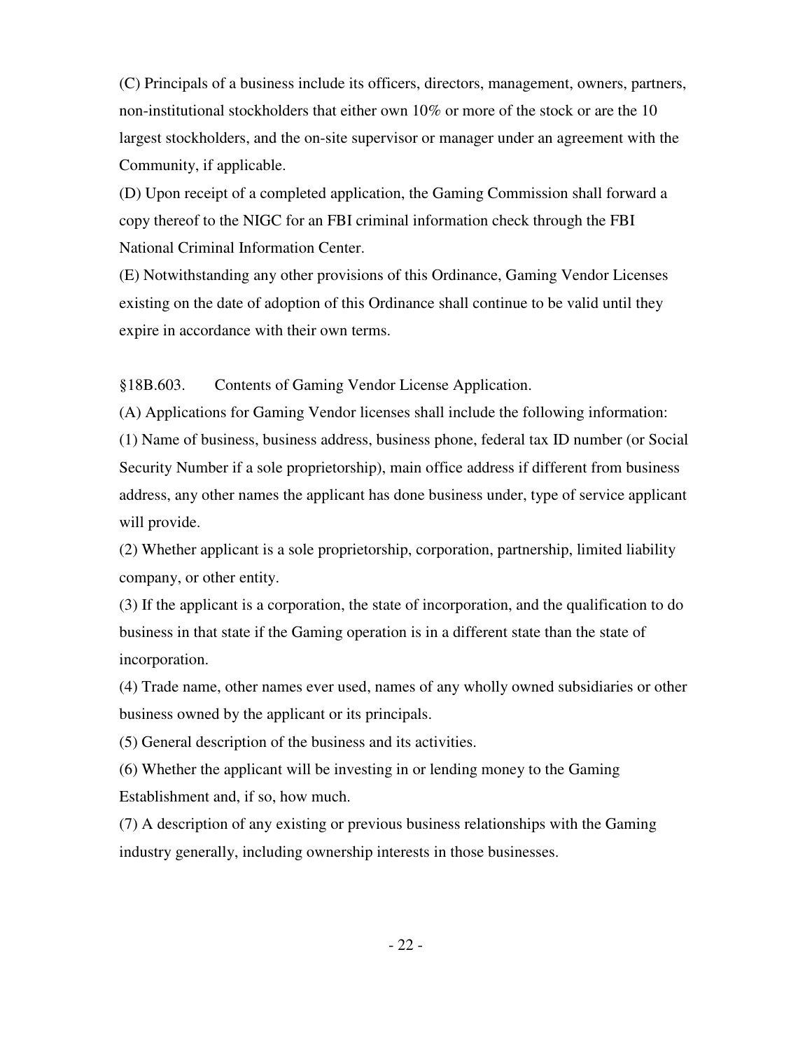(C) Principals of a business include its officers, directors, management, owners, partners, non-institutional stockholders that either own 10% or more of the stock or are the 10 largest stockholders, and the on-site supervisor or manager under an agreement with the Community, if applicable.

(D) Upon receipt of a completed application, the Gaming Commission shall forward a copy thereof to the NIGC for an FBI criminal information check through the FBI National Criminal Information Center.

(E) Notwithstanding any other provisions of this Ordinance, Gaming Vendor Licenses existing on the date of adoption of this Ordinance shall continue to be valid until they expire in accordance with their own terms.

§18B.603. Contents of Gaming Vendor License Application.

(A) Applications for Gaming Vendor licenses shall include the following information:

(1) Name of business, business address, business phone, federal tax ID number (or Social Security Number if a sole proprietorship), main office address if different from business address, any other names the applicant has done business under, type of service applicant will provide.

(2) Whether applicant is a sole proprietorship, corporation, partnership, limited liability company, or other entity.

(3) If the applicant is a corporation, the state of incorporation, and the qualification to do business in that state if the Gaming operation is in a different state than the state of incorporation.

(4) Trade name, other names ever used, names of any wholly owned subsidiaries or other business owned by the applicant or its principals.

(5) General description of the business and its activities.

(6) Whether the applicant will be investing in or lending money to the Gaming Establishment and, if so, how much.

(7) A description of any existing or previous business relationships with the Gaming industry generally, including ownership interests in those businesses.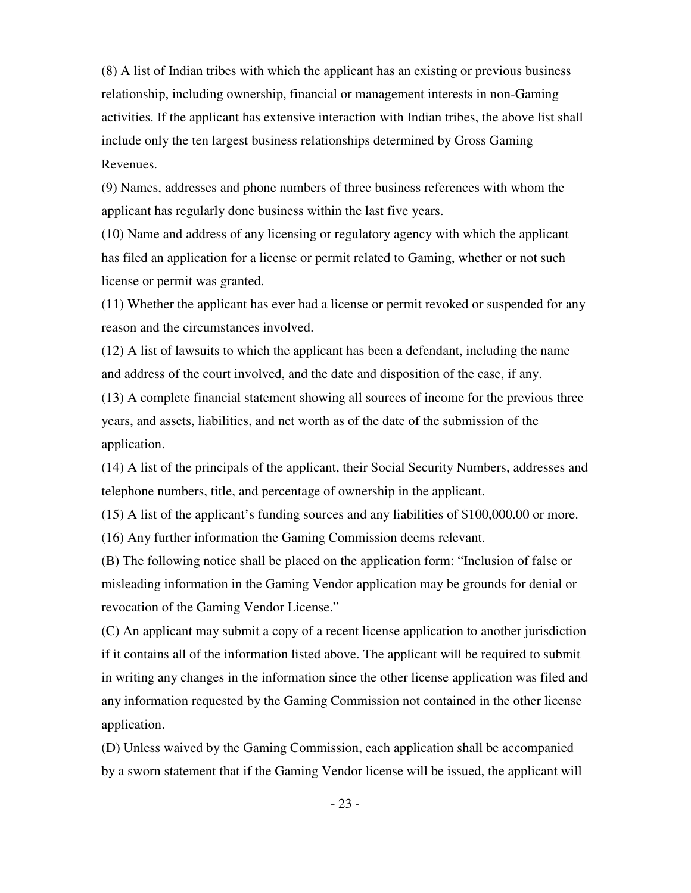(8) A list of Indian tribes with which the applicant has an existing or previous business relationship, including ownership, financial or management interests in non-Gaming activities. If the applicant has extensive interaction with Indian tribes, the above list shall include only the ten largest business relationships determined by Gross Gaming Revenues.

(9) Names, addresses and phone numbers of three business references with whom the applicant has regularly done business within the last five years.

(10) Name and address of any licensing or regulatory agency with which the applicant has filed an application for a license or permit related to Gaming, whether or not such license or permit was granted.

(11) Whether the applicant has ever had a license or permit revoked or suspended for any reason and the circumstances involved.

(12) A list of lawsuits to which the applicant has been a defendant, including the name and address of the court involved, and the date and disposition of the case, if any.

(13) A complete financial statement showing all sources of income for the previous three years, and assets, liabilities, and net worth as of the date of the submission of the application.

(14) A list of the principals of the applicant, their Social Security Numbers, addresses and telephone numbers, title, and percentage of ownership in the applicant.

(15) A list of the applicant's funding sources and any liabilities of $100,000.00 or more.

(16) Any further information the Gaming Commission deems relevant.

(B) The following notice shall be placed on the application form: "Inclusion of false or misleading information in the Gaming Vendor application may be grounds for denial or revocation of the Gaming Vendor License."

(C) An applicant may submit a copy of a recent license application to another jurisdiction if it contains all of the information listed above. The applicant will be required to submit in writing any changes in the information since the other license application was filed and any information requested by the Gaming Commission not contained in the other license application.

(D) Unless waived by the Gaming Commission, each application shall be accompanied by a sworn statement that if the Gaming Vendor license will be issued, the applicant will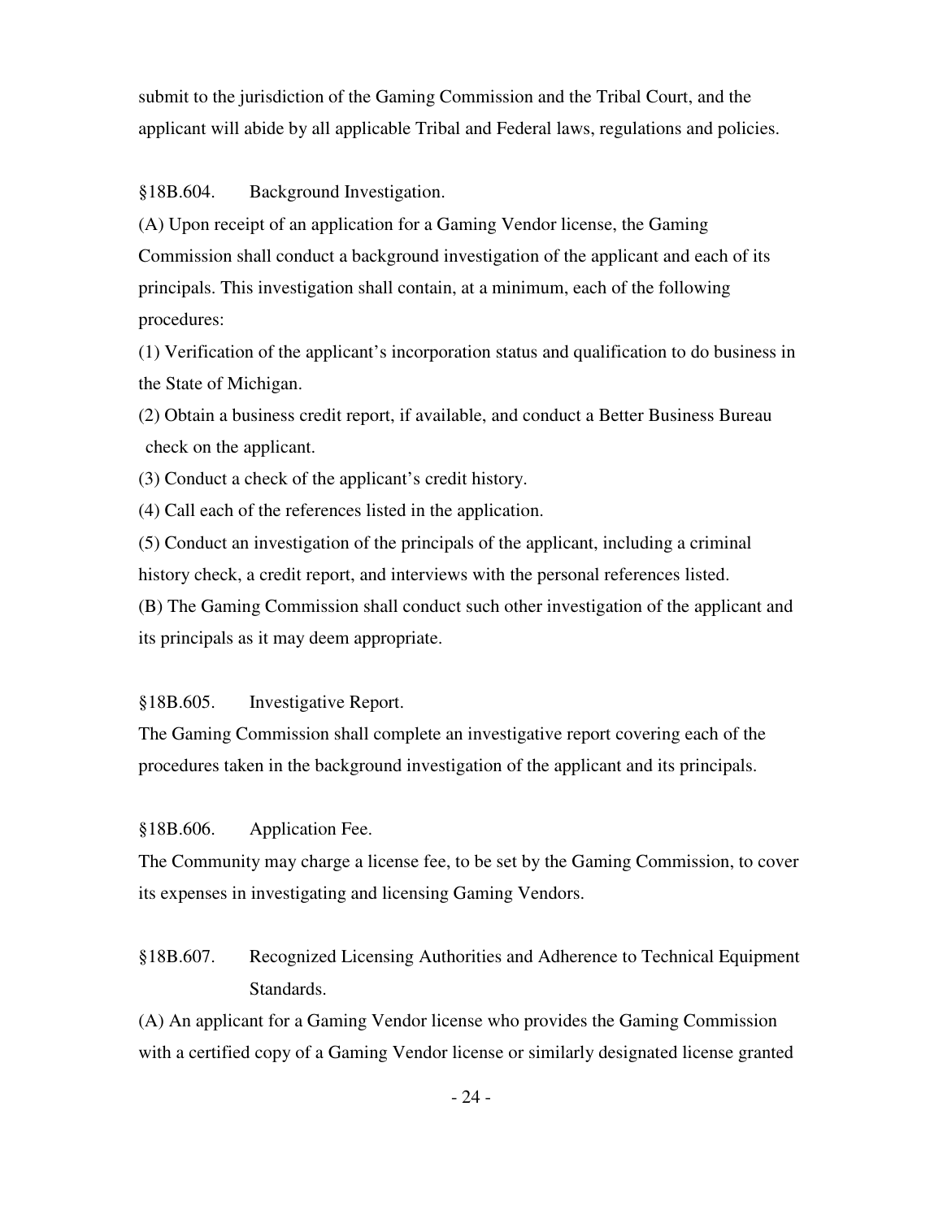submit to the jurisdiction of the Gaming Commission and the Tribal Court, and the applicant will abide by all applicable Tribal and Federal laws, regulations and policies.

§18B.604. Background Investigation.

(A) Upon receipt of an application for a Gaming Vendor license, the Gaming Commission shall conduct a background investigation of the applicant and each of its principals. This investigation shall contain, at a minimum, each of the following procedures:

(1) Verification of the applicant's incorporation status and qualification to do business in the State of Michigan.

(2) Obtain a business credit report, if available, and conduct a Better Business Bureau check on the applicant.

(3) Conduct a check of the applicant's credit history.

(4) Call each of the references listed in the application.

(5) Conduct an investigation of the principals of the applicant, including a criminal history check, a credit report, and interviews with the personal references listed.

(B) The Gaming Commission shall conduct such other investigation of the applicant and its principals as it may deem appropriate.

§18B.605. Investigative Report.

The Gaming Commission shall complete an investigative report covering each of the procedures taken in the background investigation of the applicant and its principals.

§18B.606. Application Fee.

The Community may charge a license fee, to be set by the Gaming Commission, to cover its expenses in investigating and licensing Gaming Vendors.

§18B.607. Recognized Licensing Authorities and Adherence to Technical Equipment Standards.

(A) An applicant for a Gaming Vendor license who provides the Gaming Commission with a certified copy of a Gaming Vendor license or similarly designated license granted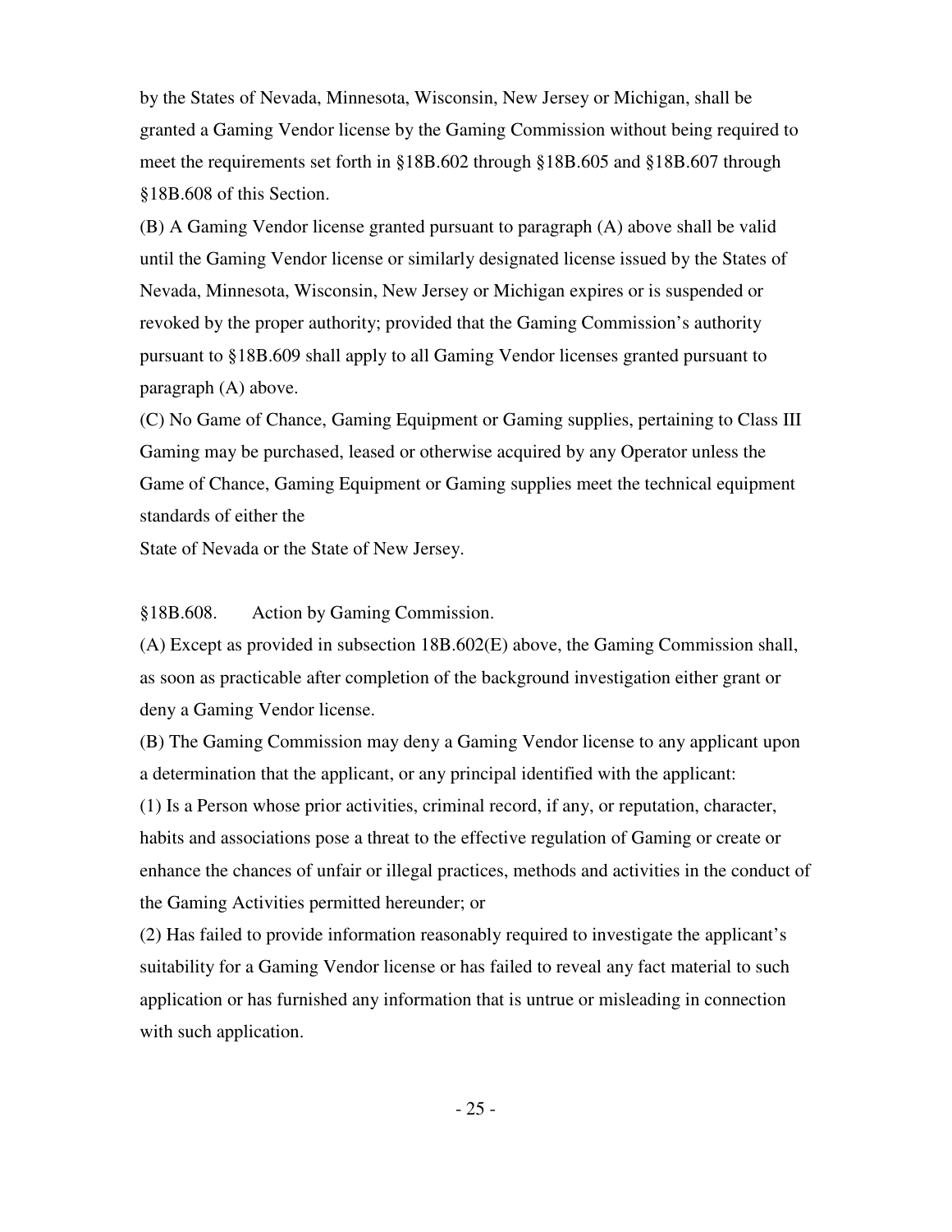by the States of Nevada, Minnesota, Wisconsin, New Jersey or Michigan, shall be granted a Gaming Vendor license by the Gaming Commission without being required to meet the requirements set forth in §18B.602 through §18B.605 and §18B.607 through §18B.608 of this Section.

(B) A Gaming Vendor license granted pursuant to paragraph (A) above shall be valid until the Gaming Vendor license or similarly designated license issued by the States of Nevada, Minnesota, Wisconsin, New Jersey or Michigan expires or is suspended or revoked by the proper authority; provided that the Gaming Commission's authority pursuant to §18B.609 shall apply to all Gaming Vendor licenses granted pursuant to paragraph (A) above.

(C) No Game of Chance, Gaming Equipment or Gaming supplies, pertaining to Class III Gaming may be purchased, leased or otherwise acquired by any Operator unless the Game of Chance, Gaming Equipment or Gaming supplies meet the technical equipment standards of either the State of Nevada or the State of New Jersey.

§18B.608. Action by Gaming Commission.

(A) Except as provided in subsection 18B.602(E) above, the Gaming Commission shall, as soon as practicable after completion of the background investigation either grant or deny a Gaming Vendor license.

(B) The Gaming Commission may deny a Gaming Vendor license to any applicant upon a determination that the applicant, or any principal identified with the applicant:

(1) Is a Person whose prior activities, criminal record, if any, or reputation, character, habits and associations pose a threat to the effective regulation of Gaming or create or enhance the chances of unfair or illegal practices, methods and activities in the conduct of the Gaming Activities permitted hereunder; or

(2) Has failed to provide information reasonably required to investigate the applicant's suitability for a Gaming Vendor license or has failed to reveal any fact material to such application or has furnished any information that is untrue or misleading in connection with such application.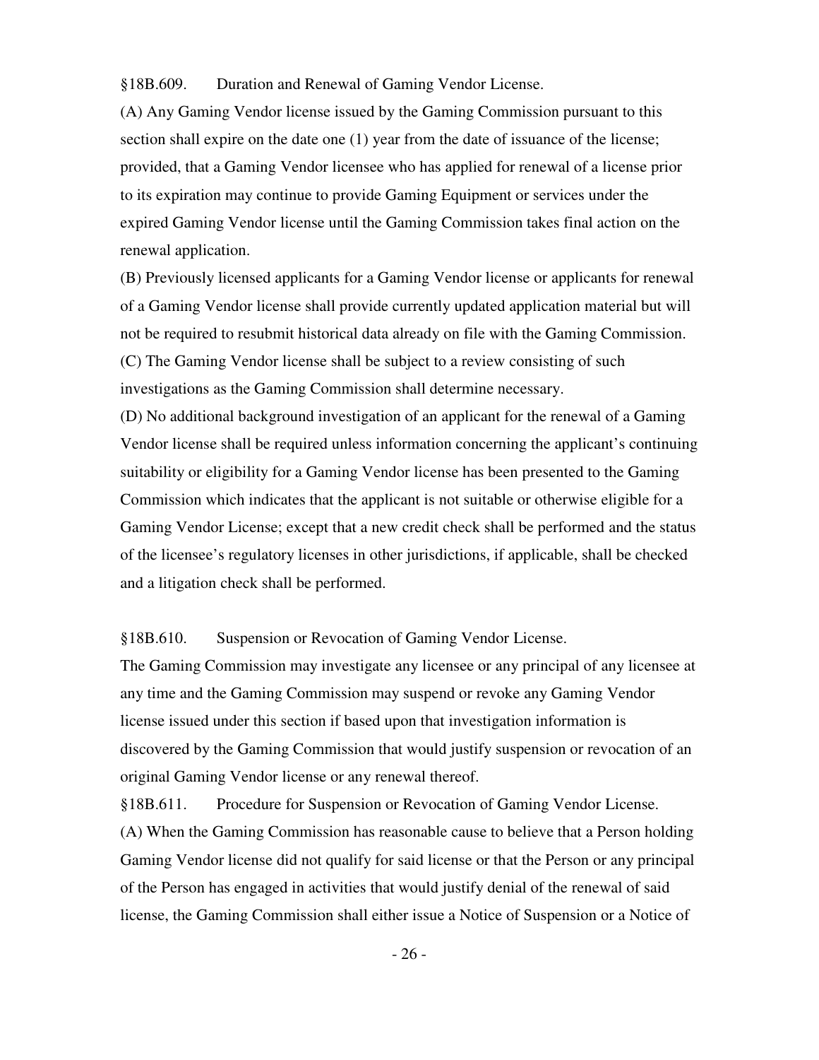§18B.609. Duration and Renewal of Gaming Vendor License.

(A) Any Gaming Vendor license issued by the Gaming Commission pursuant to this section shall expire on the date one (1) year from the date of issuance of the license; provided, that a Gaming Vendor licensee who has applied for renewal of a license prior to its expiration may continue to provide Gaming Equipment or services under the expired Gaming Vendor license until the Gaming Commission takes final action on the renewal application.

(B) Previously licensed applicants for a Gaming Vendor license or applicants for renewal of a Gaming Vendor license shall provide currently updated application material but will not be required to resubmit historical data already on file with the Gaming Commission.

(C) The Gaming Vendor license shall be subject to a review consisting of such investigations as the Gaming Commission shall determine necessary.

(D) No additional background investigation of an applicant for the renewal of a Gaming Vendor license shall be required unless information concerning the applicant's continuing suitability or eligibility for a Gaming Vendor license has been presented to the Gaming Commission which indicates that the applicant is not suitable or otherwise eligible for a Gaming Vendor License; except that a new credit check shall be performed and the status of the licensee's regulatory licenses in other jurisdictions, if applicable, shall be checked and a litigation check shall be performed.

§18B.610. Suspension or Revocation of Gaming Vendor License.

The Gaming Commission may investigate any licensee or any principal of any licensee at any time and the Gaming Commission may suspend or revoke any Gaming Vendor license issued under this section if based upon that investigation information is discovered by the Gaming Commission that would justify suspension or revocation of an original Gaming Vendor license or any renewal thereof.

§18B.611. Procedure for Suspension or Revocation of Gaming Vendor License.

(A) When the Gaming Commission has reasonable cause to believe that a Person holding Gaming Vendor license did not qualify for said license or that the Person or any principal of the Person has engaged in activities that would justify denial of the renewal of said license, the Gaming Commission shall either issue a Notice of Suspension or a Notice of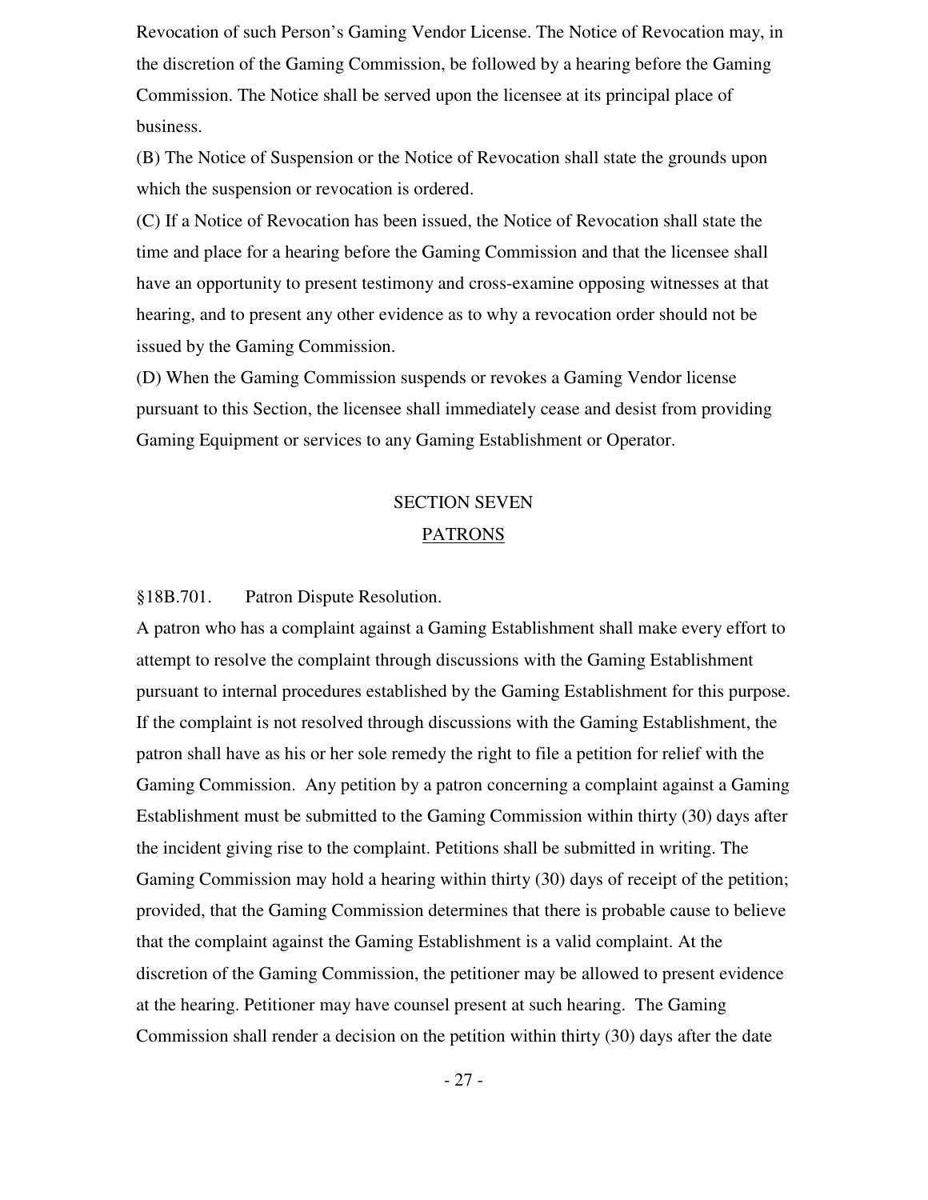Revocation of such Person's Gaming Vendor License. The Notice of Revocation may, in the discretion of the Gaming Commission, be followed by a hearing before the Gaming Commission. The Notice shall be served upon the licensee at its principal place of business.

(B) The Notice of Suspension or the Notice of Revocation shall state the grounds upon which the suspension or revocation is ordered.

(C) If a Notice of Revocation has been issued, the Notice of Revocation shall state the time and place for a hearing before the Gaming Commission and that the licensee shall have an opportunity to present testimony and cross-examine opposing witnesses at that hearing, and to present any other evidence as to why a revocation order should not be issued by the Gaming Commission.

(D) When the Gaming Commission suspends or revokes a Gaming Vendor license pursuant to this Section, the licensee shall immediately cease and desist from providing Gaming Equipment or services to any Gaming Establishment or Operator.

## SECTION SEVEN
## PATRONS

§18B.701. Patron Dispute Resolution.

A patron who has a complaint against a Gaming Establishment shall make every effort to attempt to resolve the complaint through discussions with the Gaming Establishment pursuant to internal procedures established by the Gaming Establishment for this purpose. If the complaint is not resolved through discussions with the Gaming Establishment, the patron shall have as his or her sole remedy the right to file a petition for relief with the Gaming Commission. Any petition by a patron concerning a complaint against a Gaming Establishment must be submitted to the Gaming Commission within thirty (30) days after the incident giving rise to the complaint. Petitions shall be submitted in writing. The Gaming Commission may hold a hearing within thirty (30) days of receipt of the petition; provided, that the Gaming Commission determines that there is probable cause to believe that the complaint against the Gaming Establishment is a valid complaint. At the discretion of the Gaming Commission, the petitioner may be allowed to present evidence at the hearing. Petitioner may have counsel present at such hearing. The Gaming Commission shall render a decision on the petition within thirty (30) days after the date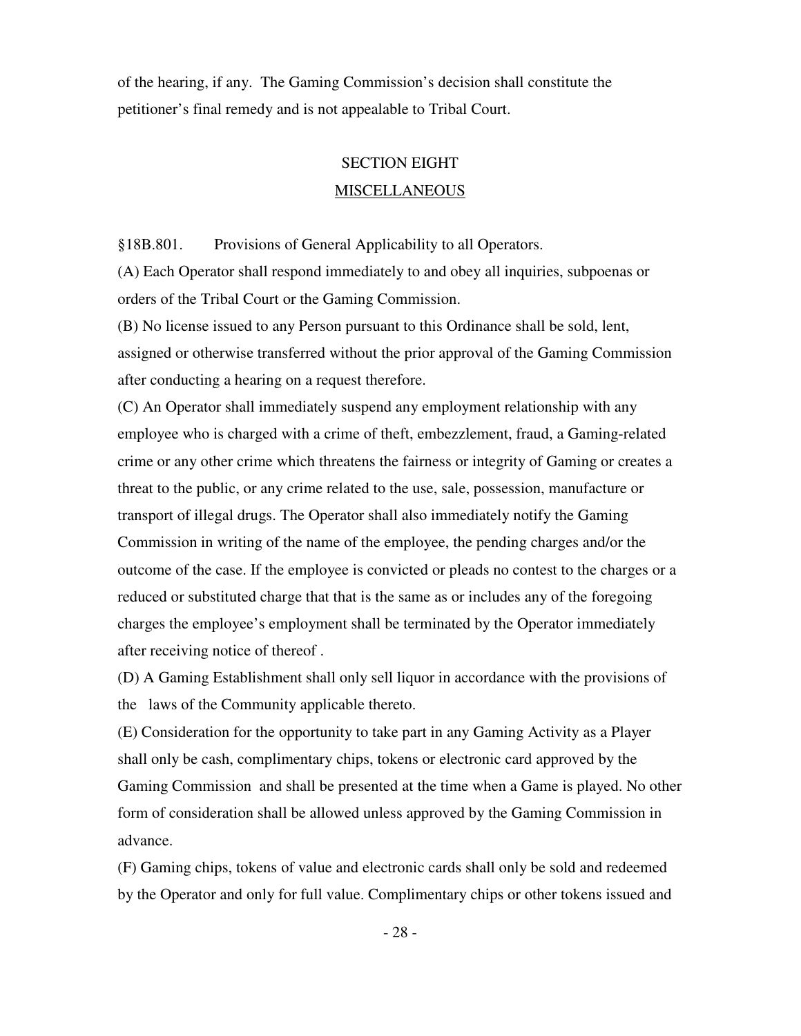of the hearing, if any. The Gaming Commission's decision shall constitute the petitioner's final remedy and is not appealable to Tribal Court.

## SECTION EIGHT
## MISCELLANEOUS

§18B.801. Provisions of General Applicability to all Operators.

(A) Each Operator shall respond immediately to and obey all inquiries, subpoenas or orders of the Tribal Court or the Gaming Commission.

(B) No license issued to any Person pursuant to this Ordinance shall be sold, lent, assigned or otherwise transferred without the prior approval of the Gaming Commission after conducting a hearing on a request therefore.

(C) An Operator shall immediately suspend any employment relationship with any employee who is charged with a crime of theft, embezzlement, fraud, a Gaming-related crime or any other crime which threatens the fairness or integrity of Gaming or creates a threat to the public, or any crime related to the use, sale, possession, manufacture or transport of illegal drugs. The Operator shall also immediately notify the Gaming Commission in writing of the name of the employee, the pending charges and/or the outcome of the case. If the employee is convicted or pleads no contest to the charges or a reduced or substituted charge that that is the same as or includes any of the foregoing charges the employee's employment shall be terminated by the Operator immediately after receiving notice of thereof .

(D) A Gaming Establishment shall only sell liquor in accordance with the provisions of the laws of the Community applicable thereto.

(E) Consideration for the opportunity to take part in any Gaming Activity as a Player shall only be cash, complimentary chips, tokens or electronic card approved by the Gaming Commission and shall be presented at the time when a Game is played. No other form of consideration shall be allowed unless approved by the Gaming Commission in advance.

(F) Gaming chips, tokens of value and electronic cards shall only be sold and redeemed by the Operator and only for full value. Complimentary chips or other tokens issued and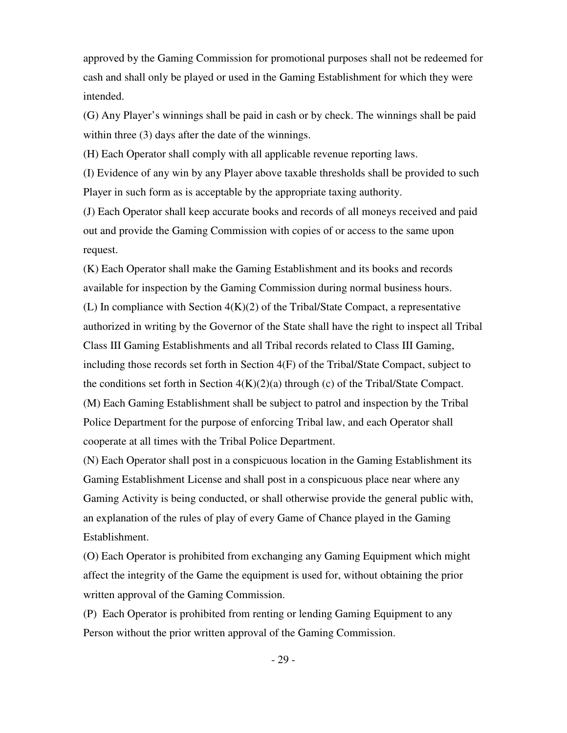approved by the Gaming Commission for promotional purposes shall not be redeemed for cash and shall only be played or used in the Gaming Establishment for which they were intended.

(G) Any Player's winnings shall be paid in cash or by check. The winnings shall be paid within three (3) days after the date of the winnings.

(H) Each Operator shall comply with all applicable revenue reporting laws.

(I) Evidence of any win by any Player above taxable thresholds shall be provided to such Player in such form as is acceptable by the appropriate taxing authority.

(J) Each Operator shall keep accurate books and records of all moneys received and paid out and provide the Gaming Commission with copies of or access to the same upon request.

(K) Each Operator shall make the Gaming Establishment and its books and records available for inspection by the Gaming Commission during normal business hours.

(L) In compliance with Section 4(K)(2) of the Tribal/State Compact, a representative authorized in writing by the Governor of the State shall have the right to inspect all Tribal Class III Gaming Establishments and all Tribal records related to Class III Gaming, including those records set forth in Section 4(F) of the Tribal/State Compact, subject to the conditions set forth in Section 4(K)(2)(a) through (c) of the Tribal/State Compact.

(M) Each Gaming Establishment shall be subject to patrol and inspection by the Tribal Police Department for the purpose of enforcing Tribal law, and each Operator shall cooperate at all times with the Tribal Police Department.

(N) Each Operator shall post in a conspicuous location in the Gaming Establishment its Gaming Establishment License and shall post in a conspicuous place near where any Gaming Activity is being conducted, or shall otherwise provide the general public with, an explanation of the rules of play of every Game of Chance played in the Gaming Establishment.

(O) Each Operator is prohibited from exchanging any Gaming Equipment which might affect the integrity of the Game the equipment is used for, without obtaining the prior written approval of the Gaming Commission.

(P) Each Operator is prohibited from renting or lending Gaming Equipment to any Person without the prior written approval of the Gaming Commission.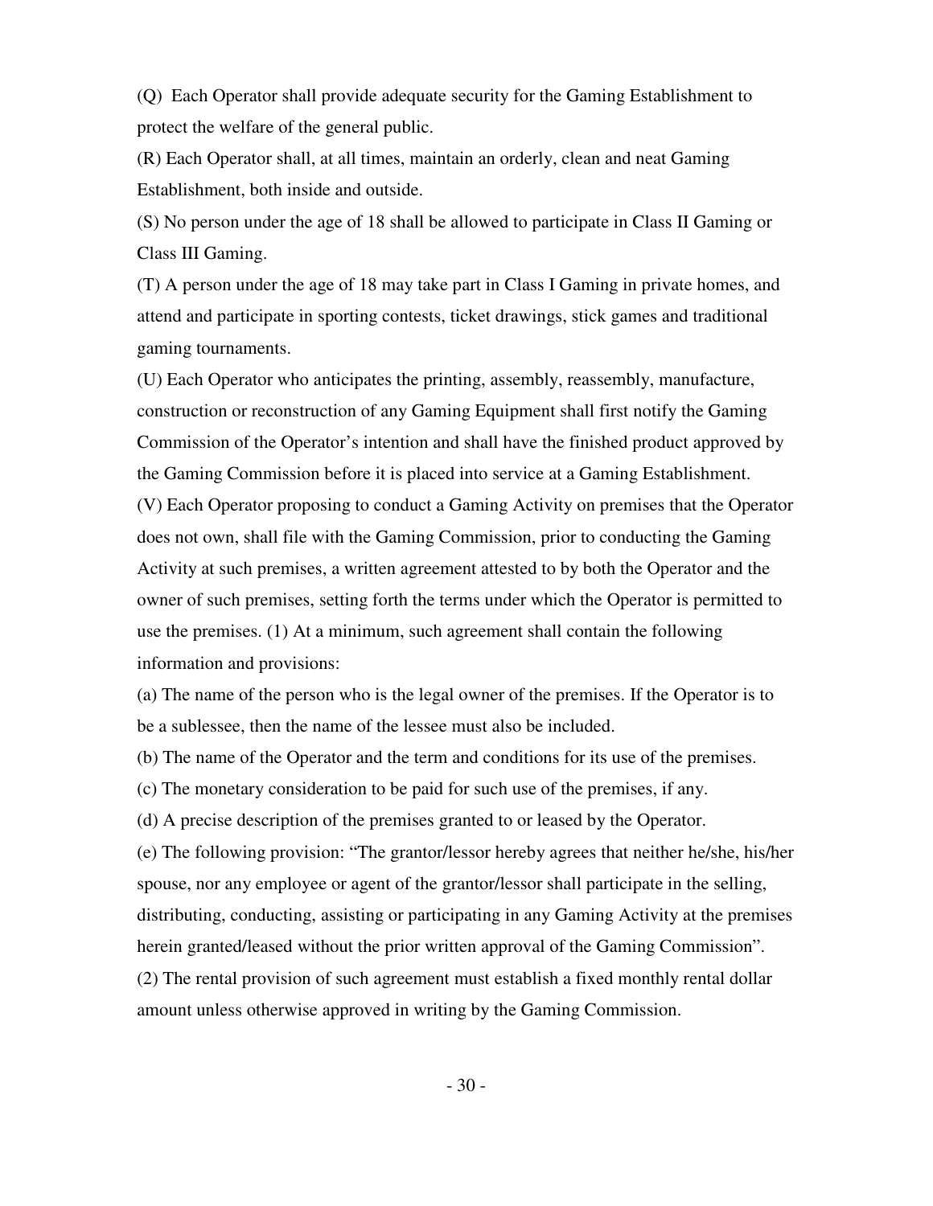(Q) Each Operator shall provide adequate security for the Gaming Establishment to protect the welfare of the general public.

(R) Each Operator shall, at all times, maintain an orderly, clean and neat Gaming Establishment, both inside and outside.

(S) No person under the age of 18 shall be allowed to participate in Class II Gaming or Class III Gaming.

(T) A person under the age of 18 may take part in Class I Gaming in private homes, and attend and participate in sporting contests, ticket drawings, stick games and traditional gaming tournaments.

(U) Each Operator who anticipates the printing, assembly, reassembly, manufacture, construction or reconstruction of any Gaming Equipment shall first notify the Gaming Commission of the Operator's intention and shall have the finished product approved by the Gaming Commission before it is placed into service at a Gaming Establishment.

(V) Each Operator proposing to conduct a Gaming Activity on premises that the Operator does not own, shall file with the Gaming Commission, prior to conducting the Gaming Activity at such premises, a written agreement attested to by both the Operator and the owner of such premises, setting forth the terms under which the Operator is permitted to use the premises. (1) At a minimum, such agreement shall contain the following information and provisions:

(a) The name of the person who is the legal owner of the premises. If the Operator is to be a sublessee, then the name of the lessee must also be included.

(b) The name of the Operator and the term and conditions for its use of the premises.

(c) The monetary consideration to be paid for such use of the premises, if any.

(d) A precise description of the premises granted to or leased by the Operator.

(e) The following provision: "The grantor/lessor hereby agrees that neither he/she, his/her spouse, nor any employee or agent of the grantor/lessor shall participate in the selling, distributing, conducting, assisting or participating in any Gaming Activity at the premises herein granted/leased without the prior written approval of the Gaming Commission".

(2) The rental provision of such agreement must establish a fixed monthly rental dollar amount unless otherwise approved in writing by the Gaming Commission.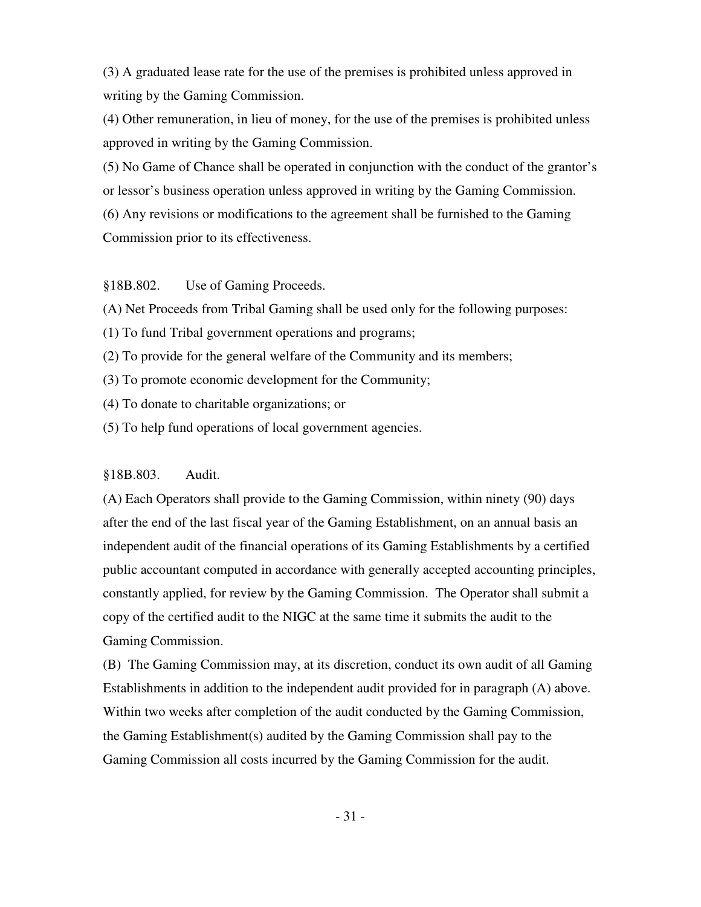(3) A graduated lease rate for the use of the premises is prohibited unless approved in writing by the Gaming Commission.

(4) Other remuneration, in lieu of money, for the use of the premises is prohibited unless approved in writing by the Gaming Commission.

(5) No Game of Chance shall be operated in conjunction with the conduct of the grantor's or lessor's business operation unless approved in writing by the Gaming Commission.

(6) Any revisions or modifications to the agreement shall be furnished to the Gaming Commission prior to its effectiveness.

§18B.802. Use of Gaming Proceeds.

(A) Net Proceeds from Tribal Gaming shall be used only for the following purposes:

(1) To fund Tribal government operations and programs;

(2) To provide for the general welfare of the Community and its members;

(3) To promote economic development for the Community;

(4) To donate to charitable organizations; or

(5) To help fund operations of local government agencies.

§18B.803. Audit.

(A) Each Operators shall provide to the Gaming Commission, within ninety (90) days after the end of the last fiscal year of the Gaming Establishment, on an annual basis an independent audit of the financial operations of its Gaming Establishments by a certified public accountant computed in accordance with generally accepted accounting principles, constantly applied, for review by the Gaming Commission. The Operator shall submit a copy of the certified audit to the NIGC at the same time it submits the audit to the Gaming Commission.

(B) The Gaming Commission may, at its discretion, conduct its own audit of all Gaming Establishments in addition to the independent audit provided for in paragraph (A) above. Within two weeks after completion of the audit conducted by the Gaming Commission, the Gaming Establishment(s) audited by the Gaming Commission shall pay to the Gaming Commission all costs incurred by the Gaming Commission for the audit.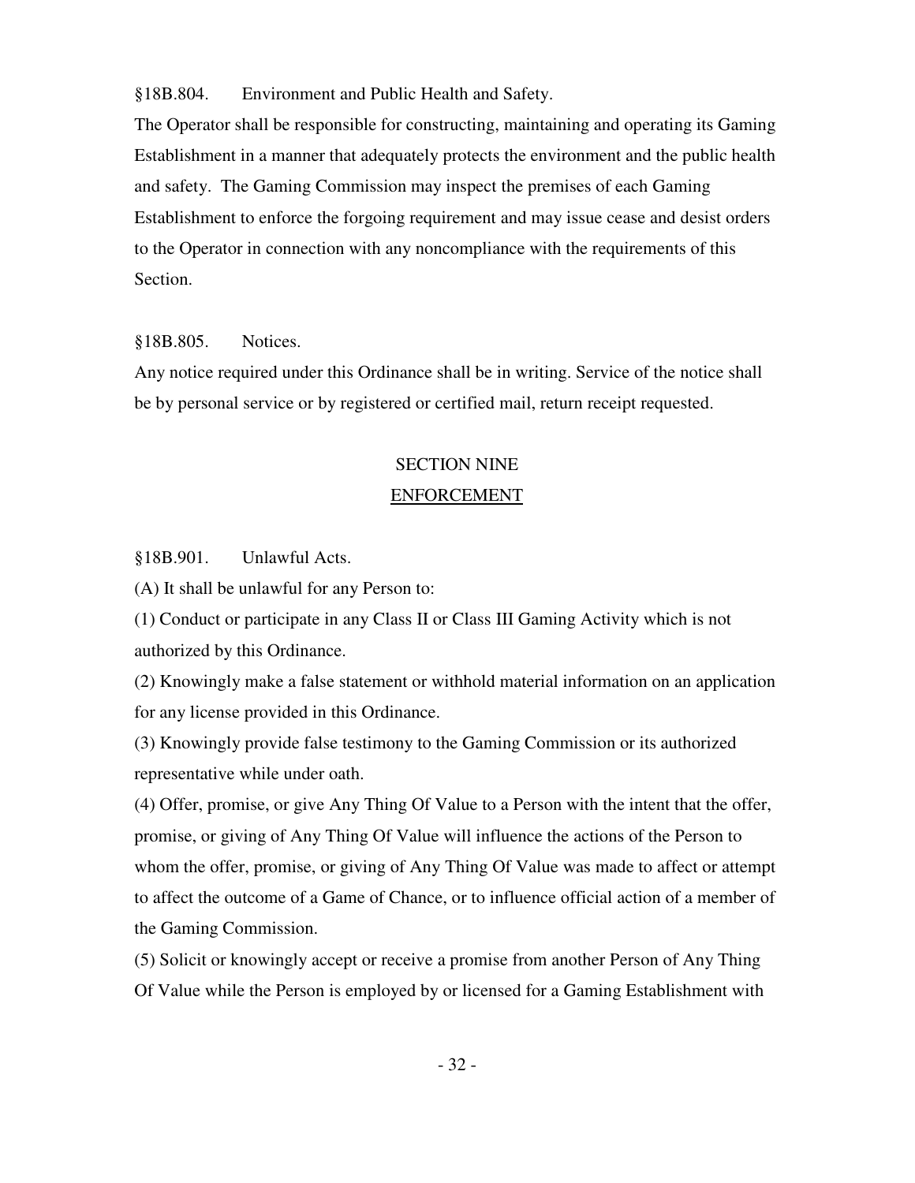§18B.804. Environment and Public Health and Safety.

The Operator shall be responsible for constructing, maintaining and operating its Gaming Establishment in a manner that adequately protects the environment and the public health and safety. The Gaming Commission may inspect the premises of each Gaming Establishment to enforce the forgoing requirement and may issue cease and desist orders to the Operator in connection with any noncompliance with the requirements of this Section.

§18B.805. Notices.

Any notice required under this Ordinance shall be in writing. Service of the notice shall be by personal service or by registered or certified mail, return receipt requested.

## SECTION NINE
## ENFORCEMENT

§18B.901. Unlawful Acts.

(A) It shall be unlawful for any Person to:

(1) Conduct or participate in any Class II or Class III Gaming Activity which is not authorized by this Ordinance.

(2) Knowingly make a false statement or withhold material information on an application for any license provided in this Ordinance.

(3) Knowingly provide false testimony to the Gaming Commission or its authorized representative while under oath.

(4) Offer, promise, or give Any Thing Of Value to a Person with the intent that the offer, promise, or giving of Any Thing Of Value will influence the actions of the Person to whom the offer, promise, or giving of Any Thing Of Value was made to affect or attempt to affect the outcome of a Game of Chance, or to influence official action of a member of the Gaming Commission.

(5) Solicit or knowingly accept or receive a promise from another Person of Any Thing Of Value while the Person is employed by or licensed for a Gaming Establishment with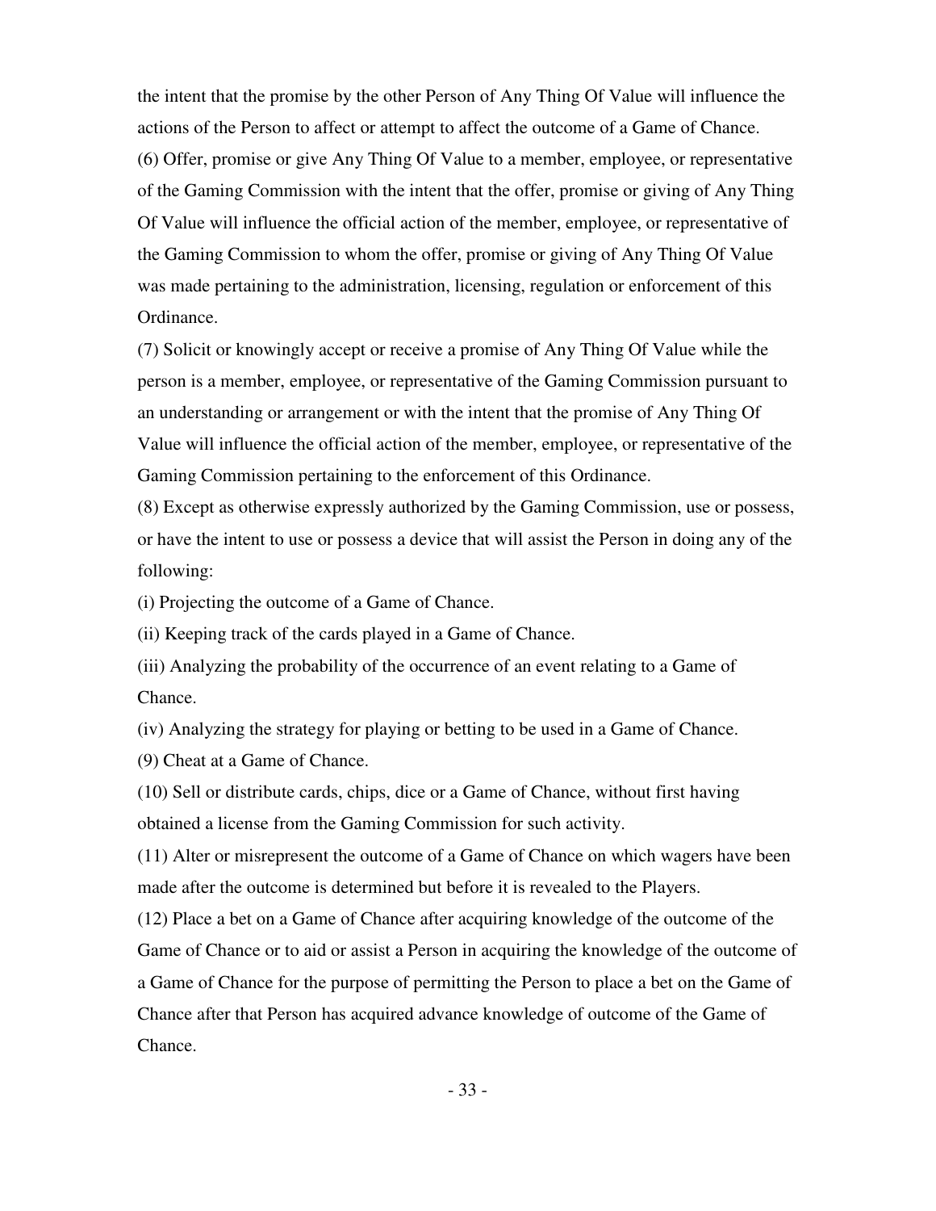the intent that the promise by the other Person of Any Thing Of Value will influence the actions of the Person to affect or attempt to affect the outcome of a Game of Chance.

(6) Offer, promise or give Any Thing Of Value to a member, employee, or representative of the Gaming Commission with the intent that the offer, promise or giving of Any Thing Of Value will influence the official action of the member, employee, or representative of the Gaming Commission to whom the offer, promise or giving of Any Thing Of Value was made pertaining to the administration, licensing, regulation or enforcement of this Ordinance.

(7) Solicit or knowingly accept or receive a promise of Any Thing Of Value while the person is a member, employee, or representative of the Gaming Commission pursuant to an understanding or arrangement or with the intent that the promise of Any Thing Of Value will influence the official action of the member, employee, or representative of the Gaming Commission pertaining to the enforcement of this Ordinance.

(8) Except as otherwise expressly authorized by the Gaming Commission, use or possess, or have the intent to use or possess a device that will assist the Person in doing any of the following:

(i) Projecting the outcome of a Game of Chance.

(ii) Keeping track of the cards played in a Game of Chance.

(iii) Analyzing the probability of the occurrence of an event relating to a Game of Chance.

(iv) Analyzing the strategy for playing or betting to be used in a Game of Chance.

(9) Cheat at a Game of Chance.

(10) Sell or distribute cards, chips, dice or a Game of Chance, without first having obtained a license from the Gaming Commission for such activity.

(11) Alter or misrepresent the outcome of a Game of Chance on which wagers have been made after the outcome is determined but before it is revealed to the Players.

(12) Place a bet on a Game of Chance after acquiring knowledge of the outcome of the Game of Chance or to aid or assist a Person in acquiring the knowledge of the outcome of a Game of Chance for the purpose of permitting the Person to place a bet on the Game of Chance after that Person has acquired advance knowledge of outcome of the Game of Chance.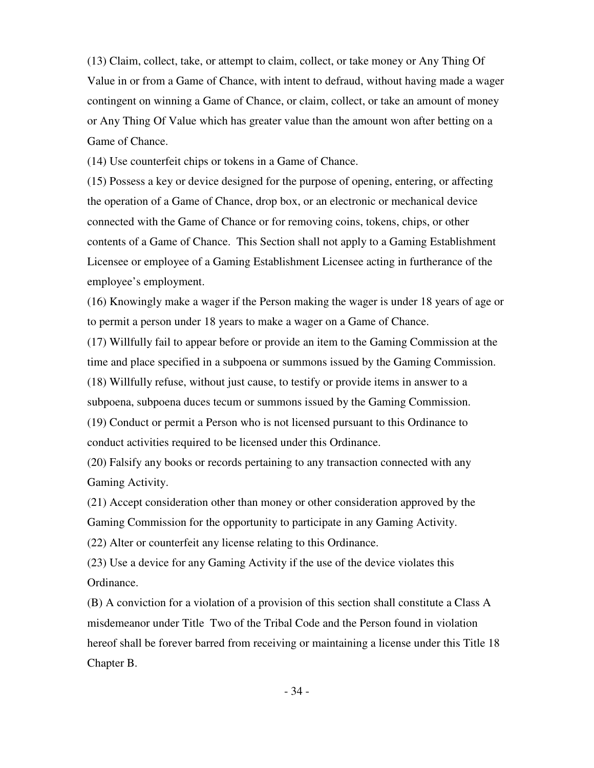(13) Claim, collect, take, or attempt to claim, collect, or take money or Any Thing Of Value in or from a Game of Chance, with intent to defraud, without having made a wager contingent on winning a Game of Chance, or claim, collect, or take an amount of money or Any Thing Of Value which has greater value than the amount won after betting on a Game of Chance.

(14) Use counterfeit chips or tokens in a Game of Chance.

(15) Possess a key or device designed for the purpose of opening, entering, or affecting the operation of a Game of Chance, drop box, or an electronic or mechanical device connected with the Game of Chance or for removing coins, tokens, chips, or other contents of a Game of Chance. This Section shall not apply to a Gaming Establishment Licensee or employee of a Gaming Establishment Licensee acting in furtherance of the employee's employment.

(16) Knowingly make a wager if the Person making the wager is under 18 years of age or to permit a person under 18 years to make a wager on a Game of Chance.

(17) Willfully fail to appear before or provide an item to the Gaming Commission at the time and place specified in a subpoena or summons issued by the Gaming Commission.

(18) Willfully refuse, without just cause, to testify or provide items in answer to a subpoena, subpoena duces tecum or summons issued by the Gaming Commission.

(19) Conduct or permit a Person who is not licensed pursuant to this Ordinance to conduct activities required to be licensed under this Ordinance.

(20) Falsify any books or records pertaining to any transaction connected with any Gaming Activity.

(21) Accept consideration other than money or other consideration approved by the Gaming Commission for the opportunity to participate in any Gaming Activity.

(22) Alter or counterfeit any license relating to this Ordinance.

(23) Use a device for any Gaming Activity if the use of the device violates this Ordinance.

(B) A conviction for a violation of a provision of this section shall constitute a Class A misdemeanor under Title Two of the Tribal Code and the Person found in violation hereof shall be forever barred from receiving or maintaining a license under this Title 18 Chapter B.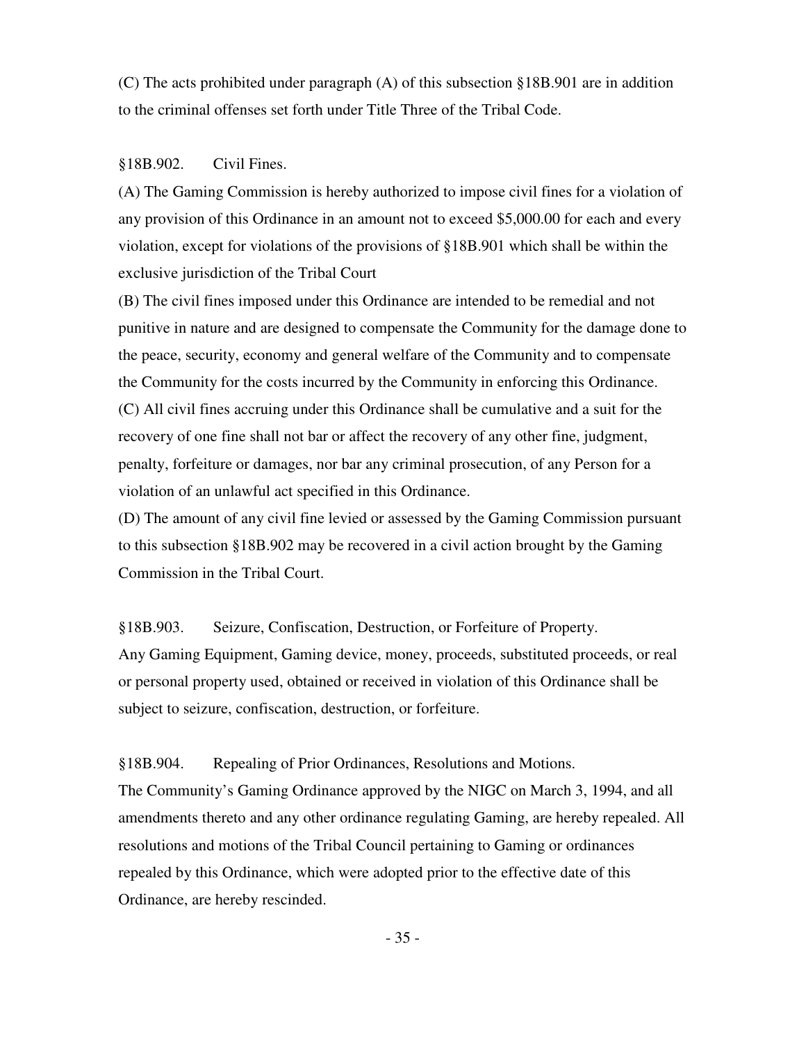(C) The acts prohibited under paragraph (A) of this subsection §18B.901 are in addition to the criminal offenses set forth under Title Three of the Tribal Code.

§18B.902. Civil Fines.

(A) The Gaming Commission is hereby authorized to impose civil fines for a violation of any provision of this Ordinance in an amount not to exceed $5,000.00 for each and every violation, except for violations of the provisions of §18B.901 which shall be within the exclusive jurisdiction of the Tribal Court

(B) The civil fines imposed under this Ordinance are intended to be remedial and not punitive in nature and are designed to compensate the Community for the damage done to the peace, security, economy and general welfare of the Community and to compensate the Community for the costs incurred by the Community in enforcing this Ordinance.

(C) All civil fines accruing under this Ordinance shall be cumulative and a suit for the recovery of one fine shall not bar or affect the recovery of any other fine, judgment, penalty, forfeiture or damages, nor bar any criminal prosecution, of any Person for a violation of an unlawful act specified in this Ordinance.

(D) The amount of any civil fine levied or assessed by the Gaming Commission pursuant to this subsection §18B.902 may be recovered in a civil action brought by the Gaming Commission in the Tribal Court.

§18B.903. Seizure, Confiscation, Destruction, or Forfeiture of Property.

Any Gaming Equipment, Gaming device, money, proceeds, substituted proceeds, or real or personal property used, obtained or received in violation of this Ordinance shall be subject to seizure, confiscation, destruction, or forfeiture.

§18B.904. Repealing of Prior Ordinances, Resolutions and Motions.

The Community's Gaming Ordinance approved by the NIGC on March 3, 1994, and all amendments thereto and any other ordinance regulating Gaming, are hereby repealed. All resolutions and motions of the Tribal Council pertaining to Gaming or ordinances repealed by this Ordinance, which were adopted prior to the effective date of this Ordinance, are hereby rescinded.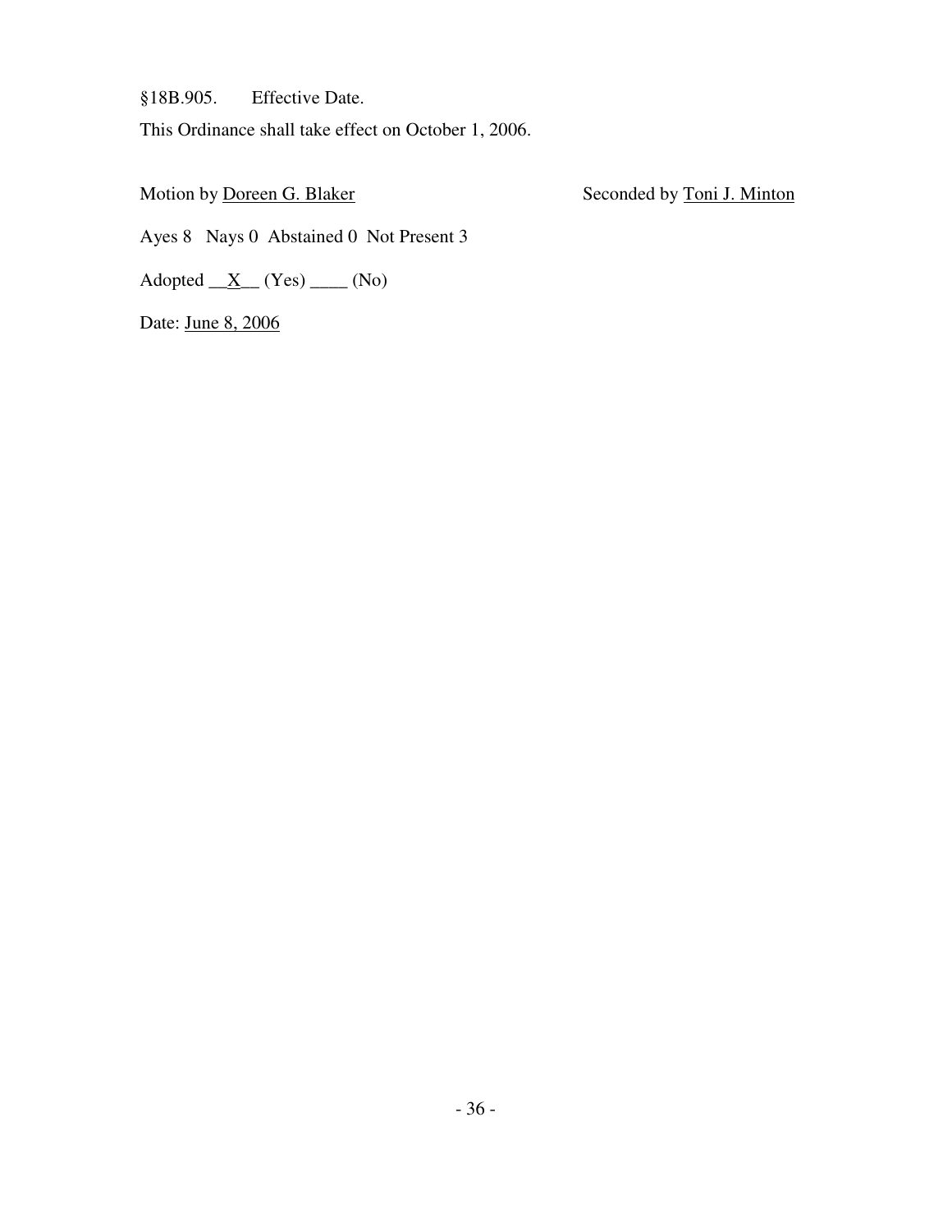§18B.905. Effective Date.

This Ordinance shall take effect on October 1, 2006.

Motion by Doreen G. Blaker Seconded by Toni J. Minton

Ayes 8 Nays 0 Abstained 0 Not Present 3

Adopted __X__ (Yes) ____ (No)

Date: June 8, 2006